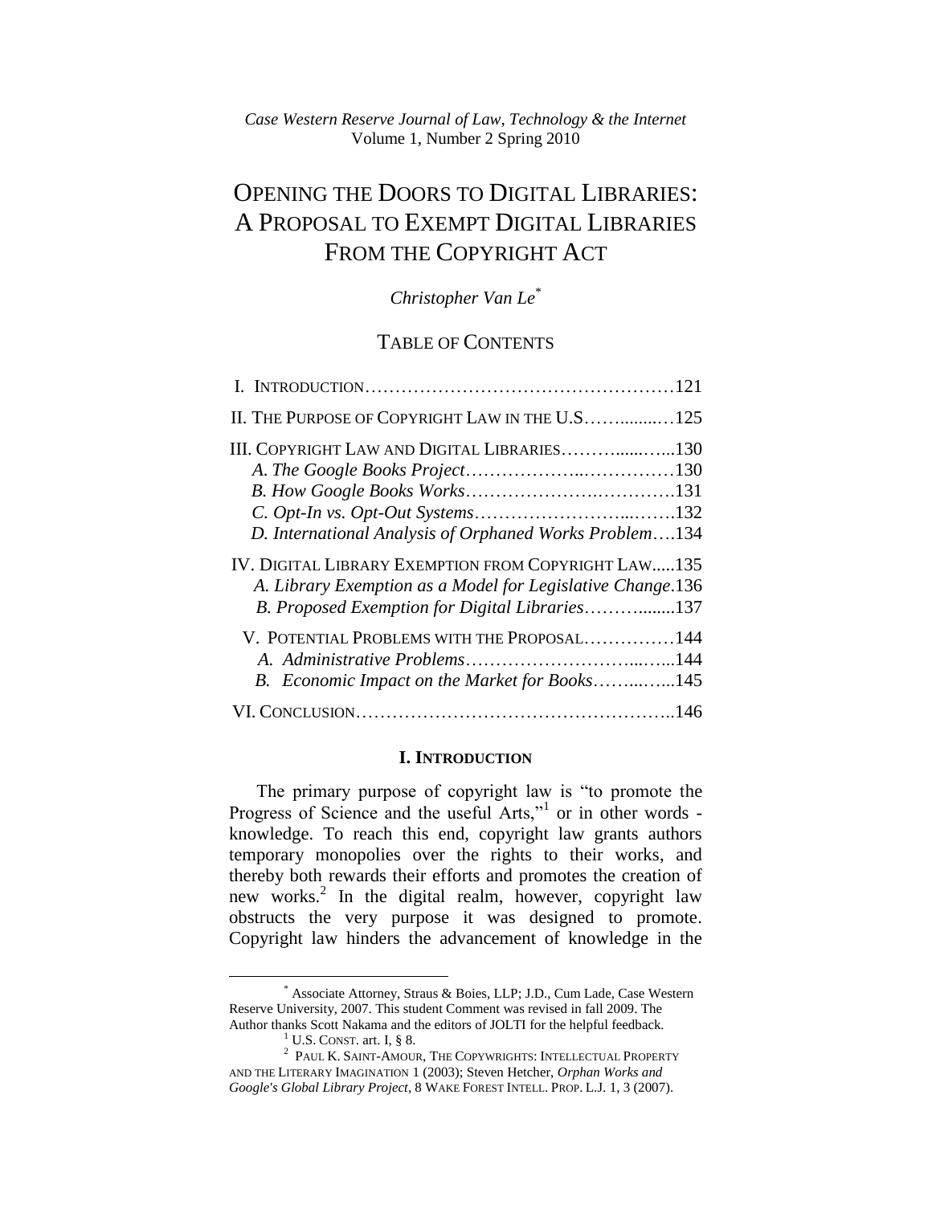*Case Western Reserve Journal of Law, Technology & the Internet*
Volume 1, Number 2 Spring 2010

# OPENING THE DOORS TO DIGITAL LIBRARIES: A PROPOSAL TO EXEMPT DIGITAL LIBRARIES FROM THE COPYRIGHT ACT

*Christopher Van Le*[*]

## TABLE OF CONTENTS

I. INTRODUCTION……………………………………………121
II. THE PURPOSE OF COPYRIGHT LAW IN THE U.S……........…125
III. COPYRIGHT LAW AND DIGITAL LIBRARIES………......…...130
  *A. The Google Books Project*………………..……………130
  *B. How Google Books Works*……………….………….131
  *C. Opt-In vs. Opt-Out Systems*……………………...…….132
  *D. International Analysis of Orphaned Works Problem*….134
IV. DIGITAL LIBRARY EXEMPTION FROM COPYRIGHT LAW.....135
  *A. Library Exemption as a Model for Legislative Change*.136
  *B. Proposed Exemption for Digital Libraries*……….......137
V. POTENTIAL PROBLEMS WITH THE PROPOSAL……………144
  *A. Administrative Problems*……………………...…...144
  *B. Economic Impact on the Market for Books*……...…...145
VI. CONCLUSION……………………………………………..146

## I. INTRODUCTION

The primary purpose of copyright law is "to promote the Progress of Science and the useful Arts,"[1] or in other words - knowledge. To reach this end, copyright law grants authors temporary monopolies over the rights to their works, and thereby both rewards their efforts and promotes the creation of new works.[2] In the digital realm, however, copyright law obstructs the very purpose it was designed to promote. Copyright law hinders the advancement of knowledge in the

---

[*] Associate Attorney, Straus & Boies, LLP; J.D., Cum Lade, Case Western Reserve University, 2007. This student Comment was revised in fall 2009. The Author thanks Scott Nakama and the editors of JOLTI for the helpful feedback.

[1] U.S. CONST. art. I, § 8.

[2] PAUL K. SAINT-AMOUR, THE COPYWRIGHTS: INTELLECTUAL PROPERTY AND THE LITERARY IMAGINATION 1 (2003); Steven Hetcher, *Orphan Works and Google's Global Library Project*, 8 WAKE FOREST INTELL. PROP. L.J. 1, 3 (2007).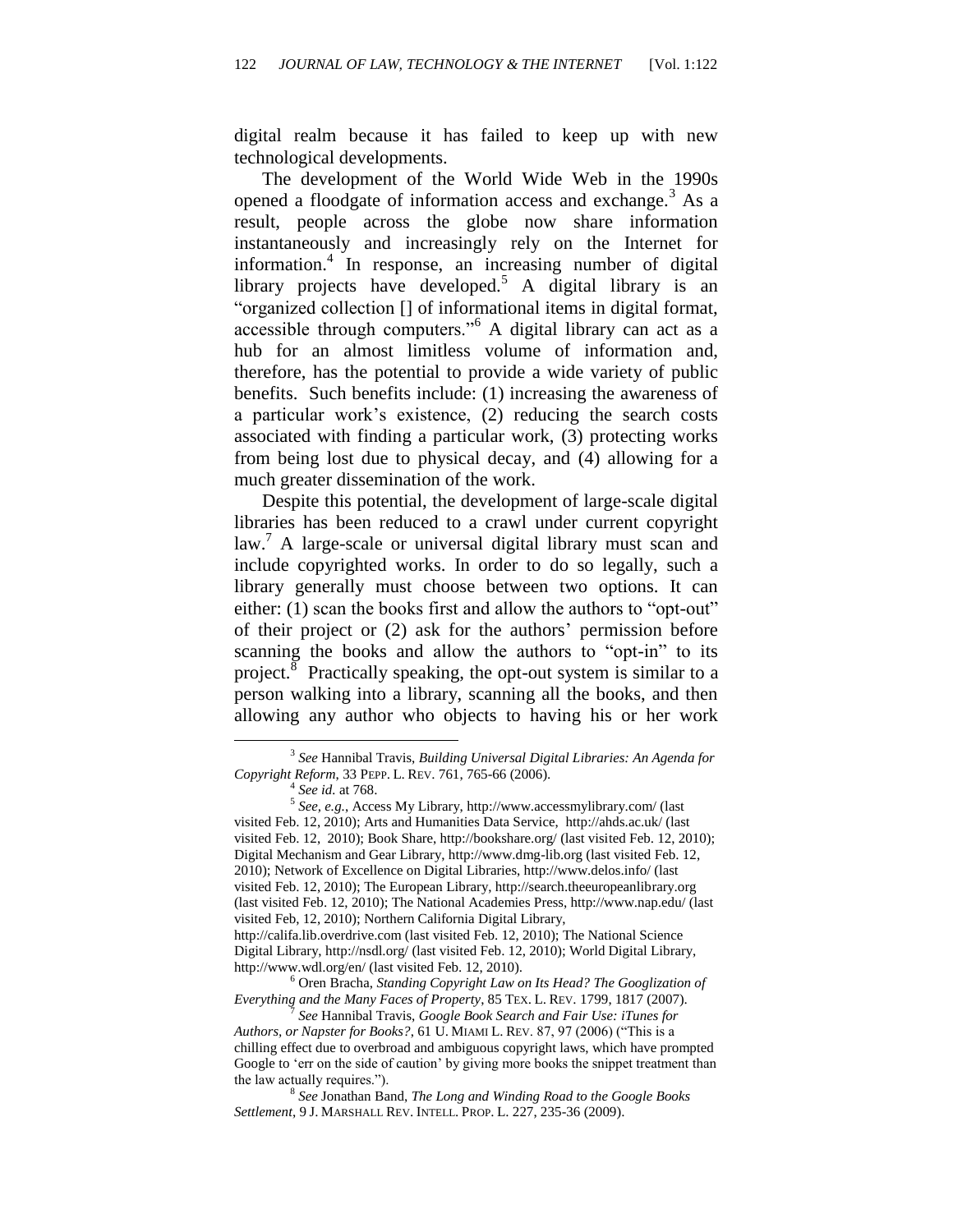digital realm because it has failed to keep up with new technological developments.

The development of the World Wide Web in the 1990s opened a floodgate of information access and exchange.[3] As a result, people across the globe now share information instantaneously and increasingly rely on the Internet for information.[4] In response, an increasing number of digital library projects have developed.[5] A digital library is an "organized collection [] of informational items in digital format, accessible through computers."[6] A digital library can act as a hub for an almost limitless volume of information and, therefore, has the potential to provide a wide variety of public benefits. Such benefits include: (1) increasing the awareness of a particular work's existence, (2) reducing the search costs associated with finding a particular work, (3) protecting works from being lost due to physical decay, and (4) allowing for a much greater dissemination of the work.

Despite this potential, the development of large-scale digital libraries has been reduced to a crawl under current copyright law.[7] A large-scale or universal digital library must scan and include copyrighted works. In order to do so legally, such a library generally must choose between two options. It can either: (1) scan the books first and allow the authors to "opt-out" of their project or (2) ask for the authors' permission before scanning the books and allow the authors to "opt-in" to its project.[8] Practically speaking, the opt-out system is similar to a person walking into a library, scanning all the books, and then allowing any author who objects to having his or her work

---

[3] *See* Hannibal Travis, *Building Universal Digital Libraries: An Agenda for Copyright Reform*, 33 PEPP. L. REV. 761, 765-66 (2006).

[4] *See id.* at 768.

[5] *See, e.g.*, Access My Library, http://www.accessmylibrary.com/ (last visited Feb. 12, 2010); Arts and Humanities Data Service, http://ahds.ac.uk/ (last visited Feb. 12, 2010); Book Share, http://bookshare.org/ (last visited Feb. 12, 2010); Digital Mechanism and Gear Library, http://www.dmg-lib.org (last visited Feb. 12, 2010); Network of Excellence on Digital Libraries, http://www.delos.info/ (last visited Feb. 12, 2010); The European Library, http://search.theeuropeanlibrary.org (last visited Feb. 12, 2010); The National Academies Press, http://www.nap.edu/ (last visited Feb, 12, 2010); Northern California Digital Library, http://califa.lib.overdrive.com (last visited Feb. 12, 2010); The National Science Digital Library, http://nsdl.org/ (last visited Feb. 12, 2010); World Digital Library, http://www.wdl.org/en/ (last visited Feb. 12, 2010).

[6] Oren Bracha, *Standing Copyright Law on Its Head? The Googlization of Everything and the Many Faces of Property*, 85 TEX. L. REV. 1799, 1817 (2007).

[7] *See* Hannibal Travis, *Google Book Search and Fair Use: iTunes for Authors, or Napster for Books?*, 61 U. MIAMI L. REV. 87, 97 (2006) ("This is a chilling effect due to overbroad and ambiguous copyright laws, which have prompted Google to 'err on the side of caution' by giving more books the snippet treatment than the law actually requires.").

[8] *See* Jonathan Band, *The Long and Winding Road to the Google Books Settlement*, 9 J. MARSHALL REV. INTELL. PROP. L. 227, 235-36 (2009).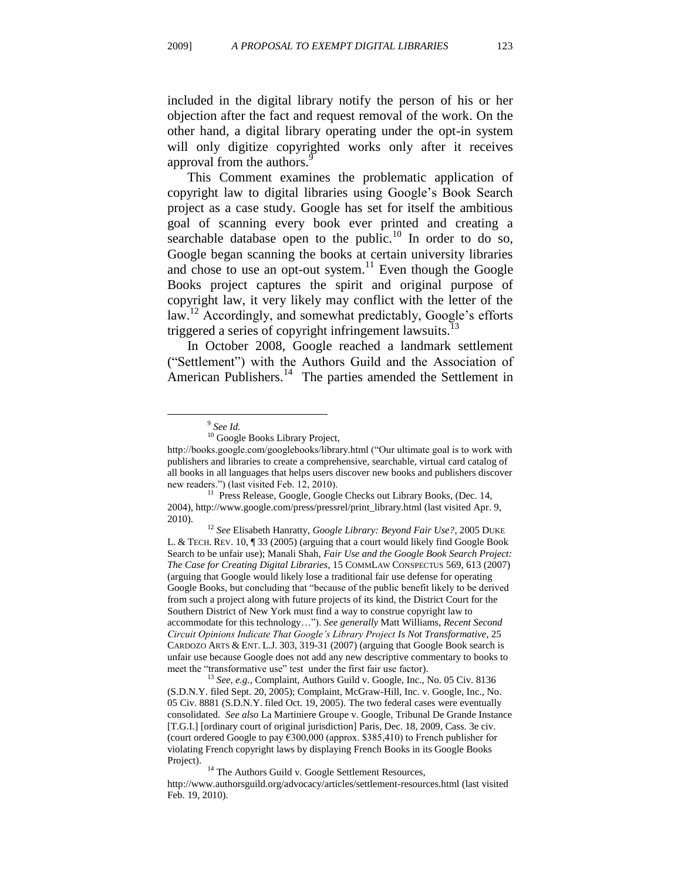included in the digital library notify the person of his or her objection after the fact and request removal of the work. On the other hand, a digital library operating under the opt-in system will only digitize copyrighted works only after it receives approval from the authors.[9]

This Comment examines the problematic application of copyright law to digital libraries using Google's Book Search project as a case study. Google has set for itself the ambitious goal of scanning every book ever printed and creating a searchable database open to the public.[10] In order to do so, Google began scanning the books at certain university libraries and chose to use an opt-out system.[11] Even though the Google Books project captures the spirit and original purpose of copyright law, it very likely may conflict with the letter of the law.[12] Accordingly, and somewhat predictably, Google's efforts triggered a series of copyright infringement lawsuits.[13]

In October 2008, Google reached a landmark settlement ("Settlement") with the Authors Guild and the Association of American Publishers.[14] The parties amended the Settlement in

---

[9] *See Id.*

[10] Google Books Library Project, http://books.google.com/googlebooks/library.html ("Our ultimate goal is to work with publishers and libraries to create a comprehensive, searchable, virtual card catalog of all books in all languages that helps users discover new books and publishers discover new readers.") (last visited Feb. 12, 2010).

[11] Press Release, Google, Google Checks out Library Books, (Dec. 14, 2004), http://www.google.com/press/pressrel/print_library.html (last visited Apr. 9, 2010).

[12] *See* Elisabeth Hanratty, *Google Library: Beyond Fair Use?*, 2005 DUKE L. & TECH. REV. 10, ¶ 33 (2005) (arguing that a court would likely find Google Book Search to be unfair use); Manali Shah, *Fair Use and the Google Book Search Project: The Case for Creating Digital Libraries*, 15 COMMLAW CONSPECTUS 569, 613 (2007) (arguing that Google would likely lose a traditional fair use defense for operating Google Books, but concluding that "because of the public benefit likely to be derived from such a project along with future projects of its kind, the District Court for the Southern District of New York must find a way to construe copyright law to accommodate for this technology…"). *See generally* Matt Williams, *Recent Second Circuit Opinions Indicate That Google's Library Project Is Not Transformative*, 25 CARDOZO ARTS & ENT. L.J. 303, 319-31 (2007) (arguing that Google Book search is unfair use because Google does not add any new descriptive commentary to books to meet the "transformative use" test under the first fair use factor).

[13] *See, e.g.*, Complaint, Authors Guild v. Google, Inc., No. 05 Civ. 8136 (S.D.N.Y. filed Sept. 20, 2005); Complaint, McGraw-Hill, Inc. v. Google, Inc., No. 05 Civ. 8881 (S.D.N.Y. filed Oct. 19, 2005). The two federal cases were eventually consolidated. *See also* La Martiniere Groupe v. Google, Tribunal De Grande Instance [T.G.I.] [ordinary court of original jurisdiction] Paris, Dec. 18, 2009, Cass. 3e civ. (court ordered Google to pay €300,000 (approx. $385,410) to French publisher for violating French copyright laws by displaying French Books in its Google Books Project).

[14] The Authors Guild v. Google Settlement Resources, http://www.authorsguild.org/advocacy/articles/settlement-resources.html (last visited Feb. 19, 2010).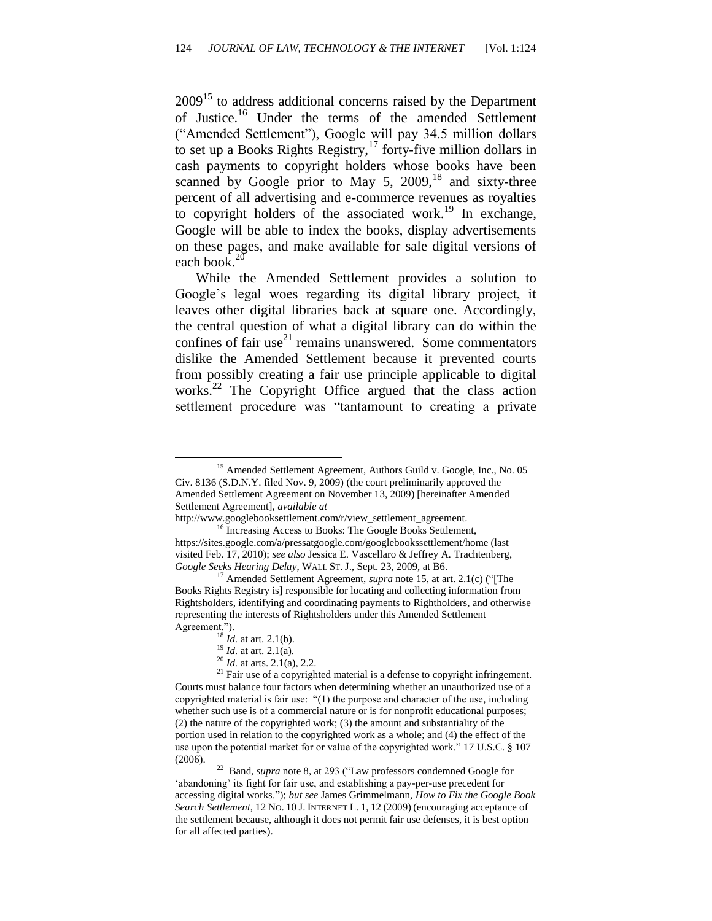2009[15] to address additional concerns raised by the Department of Justice.[16] Under the terms of the amended Settlement ("Amended Settlement"), Google will pay 34.5 million dollars to set up a Books Rights Registry,[17] forty-five million dollars in cash payments to copyright holders whose books have been scanned by Google prior to May 5, 2009,[18] and sixty-three percent of all advertising and e-commerce revenues as royalties to copyright holders of the associated work.[19] In exchange, Google will be able to index the books, display advertisements on these pages, and make available for sale digital versions of each book.[20]

While the Amended Settlement provides a solution to Google's legal woes regarding its digital library project, it leaves other digital libraries back at square one. Accordingly, the central question of what a digital library can do within the confines of fair use[21] remains unanswered. Some commentators dislike the Amended Settlement because it prevented courts from possibly creating a fair use principle applicable to digital works.[22] The Copyright Office argued that the class action settlement procedure was "tantamount to creating a private

---

[15] Amended Settlement Agreement, Authors Guild v. Google, Inc., No. 05 Civ. 8136 (S.D.N.Y. filed Nov. 9, 2009) (the court preliminarily approved the Amended Settlement Agreement on November 13, 2009) [hereinafter Amended Settlement Agreement], *available at* http://www.googlebooksettlement.com/r/view_settlement_agreement.

[16] Increasing Access to Books: The Google Books Settlement, https://sites.google.com/a/pressatgoogle.com/googlebookssettlement/home (last visited Feb. 17, 2010); *see also* Jessica E. Vascellaro & Jeffrey A. Trachtenberg, *Google Seeks Hearing Delay*, WALL ST. J., Sept. 23, 2009, at B6.

[17] Amended Settlement Agreement, *supra* note 15, at art. 2.1(c) ("[The Books Rights Registry is] responsible for locating and collecting information from Rightsholders, identifying and coordinating payments to Rightholders, and otherwise representing the interests of Rightsholders under this Amended Settlement Agreement.").

[18] *Id.* at art. 2.1(b).

[19] *Id.* at art. 2.1(a).

[20] *Id.* at arts. 2.1(a), 2.2.

[21] Fair use of a copyrighted material is a defense to copyright infringement. Courts must balance four factors when determining whether an unauthorized use of a copyrighted material is fair use: "(1) the purpose and character of the use, including whether such use is of a commercial nature or is for nonprofit educational purposes; (2) the nature of the copyrighted work; (3) the amount and substantiality of the portion used in relation to the copyrighted work as a whole; and (4) the effect of the use upon the potential market for or value of the copyrighted work." 17 U.S.C. § 107 (2006).

[22] Band, *supra* note 8, at 293 ("Law professors condemned Google for 'abandoning' its fight for fair use, and establishing a pay-per-use precedent for accessing digital works."); *but see* James Grimmelmann, *How to Fix the Google Book Search Settlement*, 12 NO. 10 J. INTERNET L. 1, 12 (2009) (encouraging acceptance of the settlement because, although it does not permit fair use defenses, it is best option for all affected parties).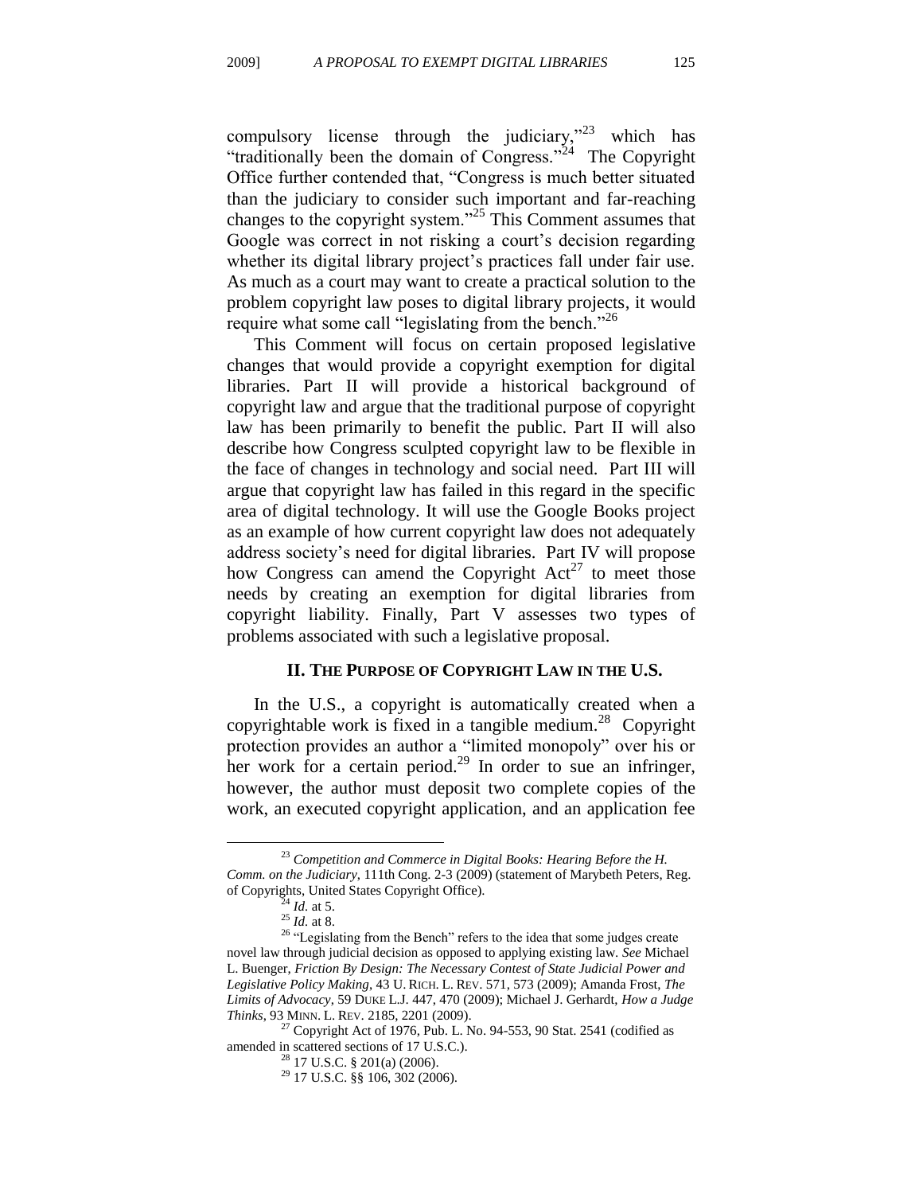compulsory license through the judiciary,"[23] which has "traditionally been the domain of Congress."[24] The Copyright Office further contended that, "Congress is much better situated than the judiciary to consider such important and far-reaching changes to the copyright system."[25] This Comment assumes that Google was correct in not risking a court's decision regarding whether its digital library project's practices fall under fair use. As much as a court may want to create a practical solution to the problem copyright law poses to digital library projects, it would require what some call "legislating from the bench."[26]

This Comment will focus on certain proposed legislative changes that would provide a copyright exemption for digital libraries. Part II will provide a historical background of copyright law and argue that the traditional purpose of copyright law has been primarily to benefit the public. Part II will also describe how Congress sculpted copyright law to be flexible in the face of changes in technology and social need. Part III will argue that copyright law has failed in this regard in the specific area of digital technology. It will use the Google Books project as an example of how current copyright law does not adequately address society's need for digital libraries. Part IV will propose how Congress can amend the Copyright Act[27] to meet those needs by creating an exemption for digital libraries from copyright liability. Finally, Part V assesses two types of problems associated with such a legislative proposal.

## II. The Purpose of Copyright Law in the U.S.

In the U.S., a copyright is automatically created when a copyrightable work is fixed in a tangible medium.[28] Copyright protection provides an author a "limited monopoly" over his or her work for a certain period.[29] In order to sue an infringer, however, the author must deposit two complete copies of the work, an executed copyright application, and an application fee

---

[23] *Competition and Commerce in Digital Books: Hearing Before the H. Comm. on the Judiciary*, 111th Cong. 2-3 (2009) (statement of Marybeth Peters, Reg. of Copyrights, United States Copyright Office).

[24] *Id.* at 5.

[25] *Id.* at 8.

[26] "Legislating from the Bench" refers to the idea that some judges create novel law through judicial decision as opposed to applying existing law. *See* Michael L. Buenger, *Friction By Design: The Necessary Contest of State Judicial Power and Legislative Policy Making*, 43 U. RICH. L. REV. 571, 573 (2009); Amanda Frost, *The Limits of Advocacy*, 59 DUKE L.J. 447, 470 (2009); Michael J. Gerhardt, *How a Judge Thinks*, 93 MINN. L. REV. 2185, 2201 (2009).

[27] Copyright Act of 1976, Pub. L. No. 94-553, 90 Stat. 2541 (codified as amended in scattered sections of 17 U.S.C.).

[28] 17 U.S.C. § 201(a) (2006).

[29] 17 U.S.C. §§ 106, 302 (2006).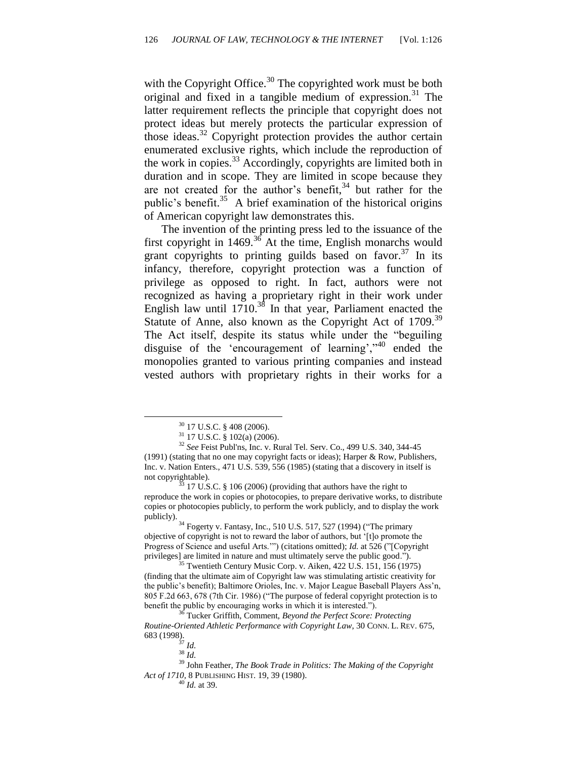with the Copyright Office.[30] The copyrighted work must be both original and fixed in a tangible medium of expression.[31] The latter requirement reflects the principle that copyright does not protect ideas but merely protects the particular expression of those ideas.[32] Copyright protection provides the author certain enumerated exclusive rights, which include the reproduction of the work in copies.[33] Accordingly, copyrights are limited both in duration and in scope. They are limited in scope because they are not created for the author's benefit,[34] but rather for the public's benefit.[35] A brief examination of the historical origins of American copyright law demonstrates this.

The invention of the printing press led to the issuance of the first copyright in 1469.[36] At the time, English monarchs would grant copyrights to printing guilds based on favor.[37] In its infancy, therefore, copyright protection was a function of privilege as opposed to right. In fact, authors were not recognized as having a proprietary right in their work under English law until 1710.[38] In that year, Parliament enacted the Statute of Anne, also known as the Copyright Act of 1709.[39] The Act itself, despite its status while under the "beguiling disguise of the 'encouragement of learning',"[40] ended the monopolies granted to various printing companies and instead vested authors with proprietary rights in their works for a

---

[30] 17 U.S.C. § 408 (2006).

[31] 17 U.S.C. § 102(a) (2006).

[32] *See* Feist Publ'ns, Inc. v. Rural Tel. Serv. Co., 499 U.S. 340, 344-45 (1991) (stating that no one may copyright facts or ideas); Harper & Row, Publishers, Inc. v. Nation Enters., 471 U.S. 539, 556 (1985) (stating that a discovery in itself is not copyrightable).

[33] 17 U.S.C. § 106 (2006) (providing that authors have the right to reproduce the work in copies or photocopies, to prepare derivative works, to distribute copies or photocopies publicly, to perform the work publicly, and to display the work publicly).

[34] Fogerty v. Fantasy, Inc., 510 U.S. 517, 527 (1994) ("The primary objective of copyright is not to reward the labor of authors, but '[t]o promote the Progress of Science and useful Arts.'") (citations omitted); *Id.* at 526 ("[Copyright privileges] are limited in nature and must ultimately serve the public good.").

[35] Twentieth Century Music Corp. v. Aiken, 422 U.S. 151, 156 (1975) (finding that the ultimate aim of Copyright law was stimulating artistic creativity for the public's benefit); Baltimore Orioles, Inc. v. Major League Baseball Players Ass'n, 805 F.2d 663, 678 (7th Cir. 1986) ("The purpose of federal copyright protection is to benefit the public by encouraging works in which it is interested.").

[36] Tucker Griffith, Comment, *Beyond the Perfect Score: Protecting Routine-Oriented Athletic Performance with Copyright Law*, 30 CONN. L. REV. 675, 683 (1998).

[37] *Id.*

[38] *Id.*

[39] John Feather, *The Book Trade in Politics: The Making of the Copyright Act of 1710*, 8 PUBLISHING HIST. 19, 39 (1980).

[40] *Id.* at 39.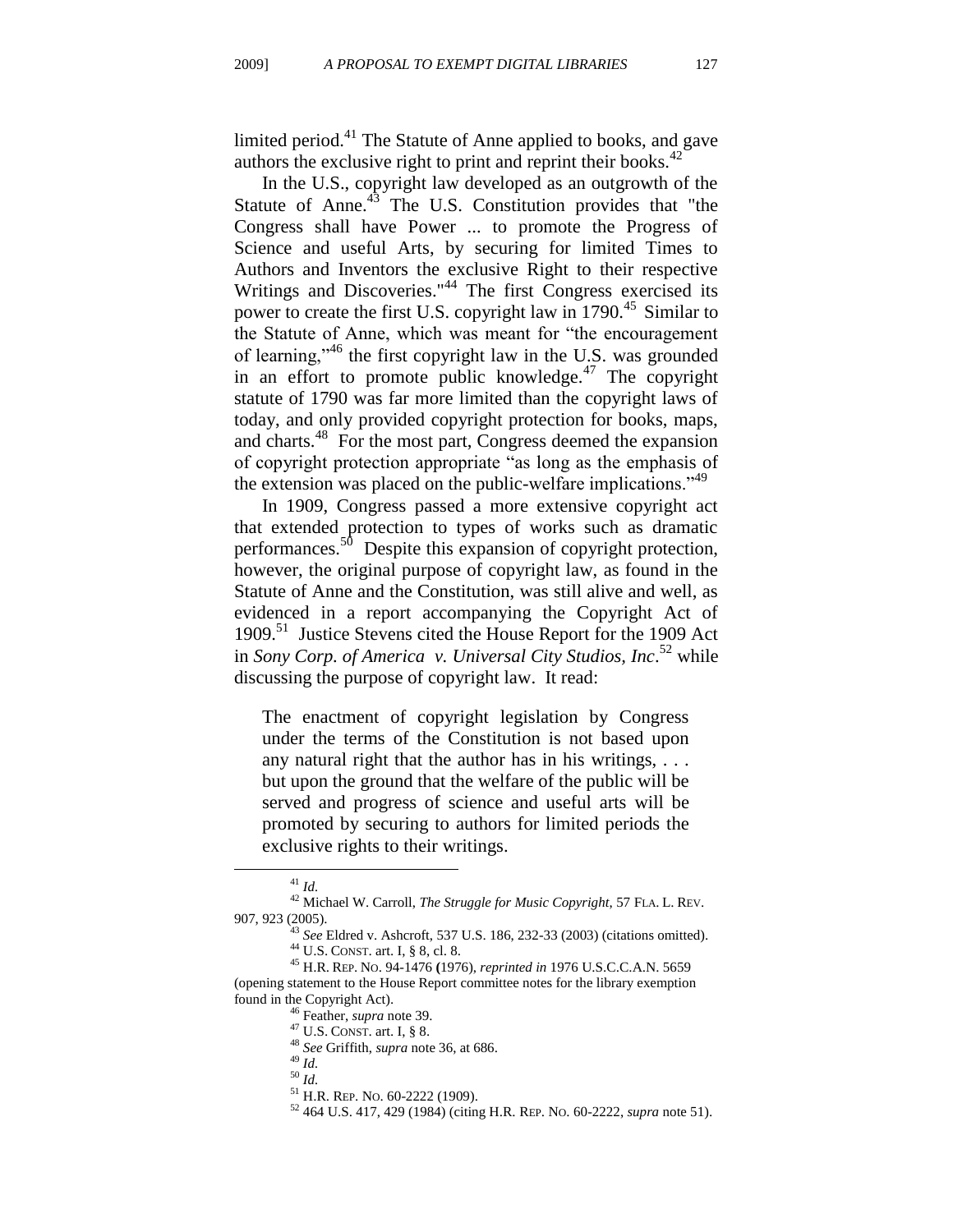limited period.[41] The Statute of Anne applied to books, and gave authors the exclusive right to print and reprint their books.[42]

In the U.S., copyright law developed as an outgrowth of the Statute of Anne.[43] The U.S. Constitution provides that "the Congress shall have Power ... to promote the Progress of Science and useful Arts, by securing for limited Times to Authors and Inventors the exclusive Right to their respective Writings and Discoveries."[44] The first Congress exercised its power to create the first U.S. copyright law in 1790.[45] Similar to the Statute of Anne, which was meant for "the encouragement of learning,"[46] the first copyright law in the U.S. was grounded in an effort to promote public knowledge.[47] The copyright statute of 1790 was far more limited than the copyright laws of today, and only provided copyright protection for books, maps, and charts.[48] For the most part, Congress deemed the expansion of copyright protection appropriate "as long as the emphasis of the extension was placed on the public-welfare implications."[49]

In 1909, Congress passed a more extensive copyright act that extended protection to types of works such as dramatic performances.[50] Despite this expansion of copyright protection, however, the original purpose of copyright law, as found in the Statute of Anne and the Constitution, was still alive and well, as evidenced in a report accompanying the Copyright Act of 1909.[51] Justice Stevens cited the House Report for the 1909 Act in *Sony Corp. of America v. Universal City Studios, Inc*.[52] while discussing the purpose of copyright law. It read:

> The enactment of copyright legislation by Congress under the terms of the Constitution is not based upon any natural right that the author has in his writings, . . . but upon the ground that the welfare of the public will be served and progress of science and useful arts will be promoted by securing to authors for limited periods the exclusive rights to their writings.

---

[41] *Id.*

[42] Michael W. Carroll, *The Struggle for Music Copyright*, 57 FLA. L. REV. 907, 923 (2005).

[43] *See* Eldred v. Ashcroft, 537 U.S. 186, 232-33 (2003) (citations omitted).

[44] U.S. CONST. art. I, § 8, cl. 8.

[45] H.R. REP. NO. 94-1476 (1976), *reprinted in* 1976 U.S.C.C.A.N. 5659 (opening statement to the House Report committee notes for the library exemption found in the Copyright Act).

[46] Feather, *supra* note 39.

[47] U.S. CONST. art. I, § 8.

[48] *See* Griffith, *supra* note 36, at 686.

[49] *Id.*

[50] *Id.*

[51] H.R. REP. NO. 60-2222 (1909).

[52] 464 U.S. 417, 429 (1984) (citing H.R. REP. NO. 60-2222, *supra* note 51).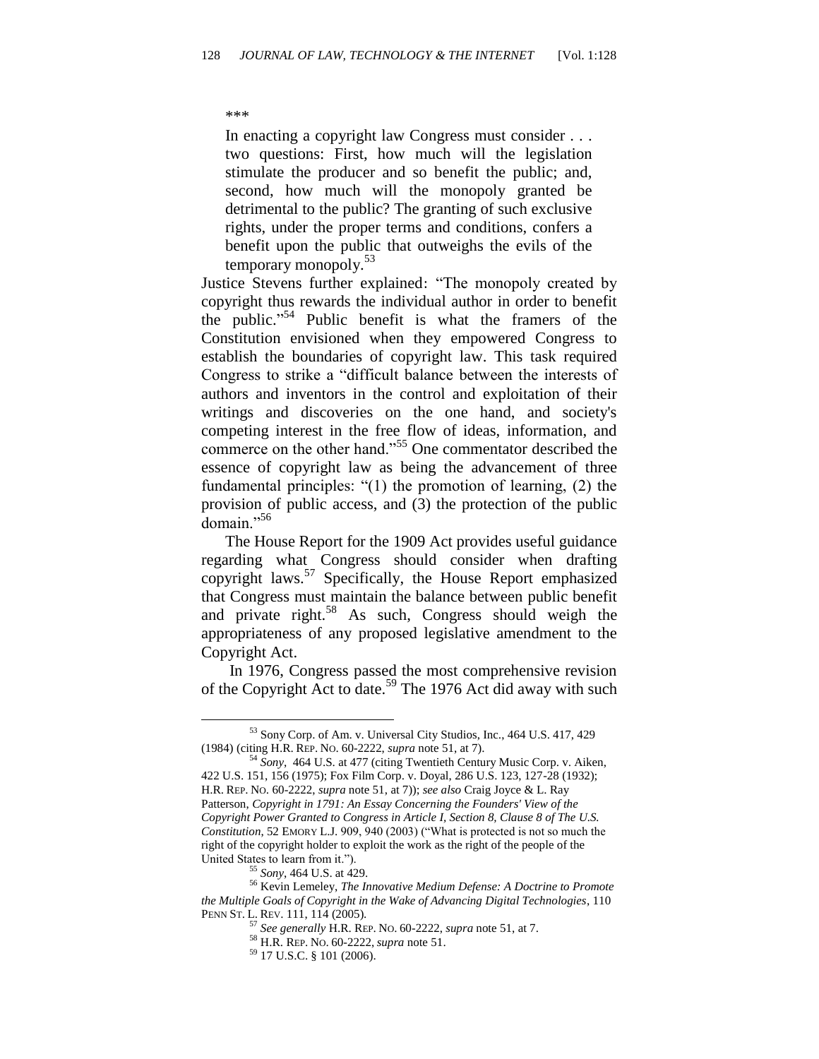\*\*\*

> In enacting a copyright law Congress must consider . . . two questions: First, how much will the legislation stimulate the producer and so benefit the public; and, second, how much will the monopoly granted be detrimental to the public? The granting of such exclusive rights, under the proper terms and conditions, confers a benefit upon the public that outweighs the evils of the temporary monopoly.[53]

Justice Stevens further explained: "The monopoly created by copyright thus rewards the individual author in order to benefit the public."[54] Public benefit is what the framers of the Constitution envisioned when they empowered Congress to establish the boundaries of copyright law. This task required Congress to strike a "difficult balance between the interests of authors and inventors in the control and exploitation of their writings and discoveries on the one hand, and society's competing interest in the free flow of ideas, information, and commerce on the other hand."[55] One commentator described the essence of copyright law as being the advancement of three fundamental principles: "(1) the promotion of learning, (2) the provision of public access, and (3) the protection of the public domain."[56]

The House Report for the 1909 Act provides useful guidance regarding what Congress should consider when drafting copyright laws.[57] Specifically, the House Report emphasized that Congress must maintain the balance between public benefit and private right.[58] As such, Congress should weigh the appropriateness of any proposed legislative amendment to the Copyright Act.

In 1976, Congress passed the most comprehensive revision of the Copyright Act to date.[59] The 1976 Act did away with such

---

[53] Sony Corp. of Am. v. Universal City Studios, Inc., 464 U.S. 417, 429 (1984) (citing H.R. REP. NO. 60-2222, *supra* note 51, at 7).

[54] *Sony*, 464 U.S. at 477 (citing Twentieth Century Music Corp. v. Aiken, 422 U.S. 151, 156 (1975); Fox Film Corp. v. Doyal, 286 U.S. 123, 127-28 (1932); H.R. REP. NO. 60-2222, *supra* note 51, at 7)); *see also* Craig Joyce & L. Ray Patterson, *Copyright in 1791: An Essay Concerning the Founders' View of the Copyright Power Granted to Congress in Article I, Section 8, Clause 8 of The U.S. Constitution*, 52 EMORY L.J. 909, 940 (2003) ("What is protected is not so much the right of the copyright holder to exploit the work as the right of the people of the United States to learn from it.").

[55] *Sony*, 464 U.S. at 429.

[56] Kevin Lemeley, *The Innovative Medium Defense: A Doctrine to Promote the Multiple Goals of Copyright in the Wake of Advancing Digital Technologies*, 110 PENN ST. L. REV. 111, 114 (2005).

[57] *See generally* H.R. REP. NO. 60-2222, *supra* note 51, at 7.

[58] H.R. REP. NO. 60-2222, *supra* note 51.

[59] 17 U.S.C. § 101 (2006).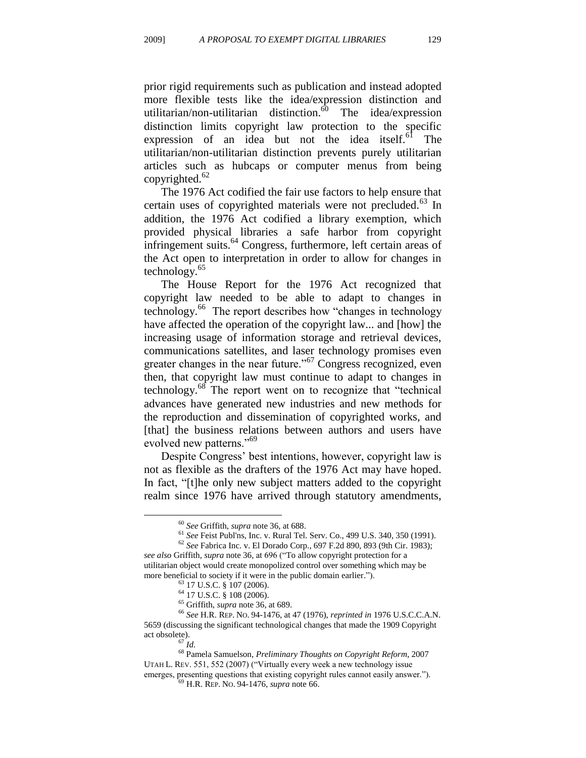prior rigid requirements such as publication and instead adopted more flexible tests like the idea/expression distinction and utilitarian/non-utilitarian distinction.[60] The idea/expression distinction limits copyright law protection to the specific expression of an idea but not the idea itself.[61] The utilitarian/non-utilitarian distinction prevents purely utilitarian articles such as hubcaps or computer menus from being copyrighted.[62]

The 1976 Act codified the fair use factors to help ensure that certain uses of copyrighted materials were not precluded.[63] In addition, the 1976 Act codified a library exemption, which provided physical libraries a safe harbor from copyright infringement suits.[64] Congress, furthermore, left certain areas of the Act open to interpretation in order to allow for changes in technology.[65]

The House Report for the 1976 Act recognized that copyright law needed to be able to adapt to changes in technology.[66] The report describes how "changes in technology have affected the operation of the copyright law... and [how] the increasing usage of information storage and retrieval devices, communications satellites, and laser technology promises even greater changes in the near future."[67] Congress recognized, even then, that copyright law must continue to adapt to changes in technology.[68] The report went on to recognize that "technical advances have generated new industries and new methods for the reproduction and dissemination of copyrighted works, and [that] the business relations between authors and users have evolved new patterns."[69]

Despite Congress' best intentions, however, copyright law is not as flexible as the drafters of the 1976 Act may have hoped. In fact, "[t]he only new subject matters added to the copyright realm since 1976 have arrived through statutory amendments,

---

[60] *See* Griffith, *supra* note 36, at 688.

[61] *See* Feist Publ'ns, Inc. v. Rural Tel. Serv. Co., 499 U.S. 340, 350 (1991).

[62] *See* Fabrica Inc. v. El Dorado Corp., 697 F.2d 890, 893 (9th Cir. 1983); *see also* Griffith, *supra* note 36, at 696 ("To allow copyright protection for a utilitarian object would create monopolized control over something which may be more beneficial to society if it were in the public domain earlier.").

[63] 17 U.S.C. § 107 (2006).

[64] 17 U.S.C. § 108 (2006).

[65] Griffith, *supra* note 36, at 689.

[66] *See* H.R. REP. NO. 94-1476, at 47 (1976), *reprinted in* 1976 U.S.C.C.A.N. 5659 (discussing the significant technological changes that made the 1909 Copyright act obsolete).

[67] *Id.*

[68] Pamela Samuelson, *Preliminary Thoughts on Copyright Reform*, 2007 UTAH L. REV. 551, 552 (2007) ("Virtually every week a new technology issue emerges, presenting questions that existing copyright rules cannot easily answer.").

[69] H.R. REP. NO. 94-1476, *supra* note 66.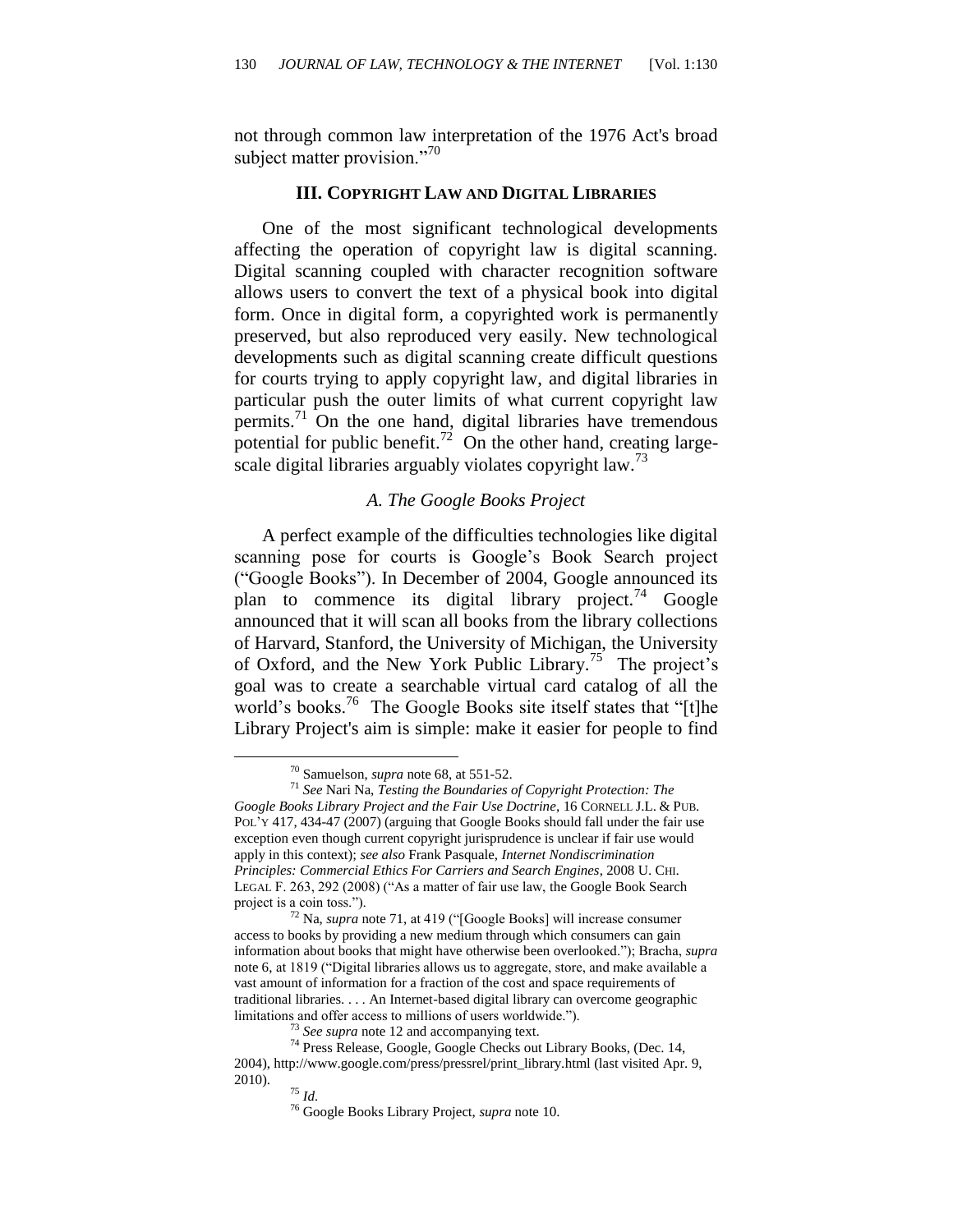not through common law interpretation of the 1976 Act's broad subject matter provision."[70]

## III. Copyright Law and Digital Libraries

One of the most significant technological developments affecting the operation of copyright law is digital scanning. Digital scanning coupled with character recognition software allows users to convert the text of a physical book into digital form. Once in digital form, a copyrighted work is permanently preserved, but also reproduced very easily. New technological developments such as digital scanning create difficult questions for courts trying to apply copyright law, and digital libraries in particular push the outer limits of what current copyright law permits.[71] On the one hand, digital libraries have tremendous potential for public benefit.[72] On the other hand, creating large-scale digital libraries arguably violates copyright law.[73]

### *A. The Google Books Project*

A perfect example of the difficulties technologies like digital scanning pose for courts is Google's Book Search project ("Google Books"). In December of 2004, Google announced its plan to commence its digital library project.[74] Google announced that it will scan all books from the library collections of Harvard, Stanford, the University of Michigan, the University of Oxford, and the New York Public Library.[75] The project's goal was to create a searchable virtual card catalog of all the world's books.[76] The Google Books site itself states that "[t]he Library Project's aim is simple: make it easier for people to find

---

[70] Samuelson, *supra* note 68, at 551-52.

[71] *See* Nari Na, *Testing the Boundaries of Copyright Protection: The Google Books Library Project and the Fair Use Doctrine*, 16 CORNELL J.L. & PUB. POL'Y 417, 434-47 (2007) (arguing that Google Books should fall under the fair use exception even though current copyright jurisprudence is unclear if fair use would apply in this context); *see also* Frank Pasquale, *Internet Nondiscrimination Principles: Commercial Ethics For Carriers and Search Engines*, 2008 U. CHI. LEGAL F. 263, 292 (2008) ("As a matter of fair use law, the Google Book Search project is a coin toss.").

[72] Na, *supra* note 71, at 419 ("[Google Books] will increase consumer access to books by providing a new medium through which consumers can gain information about books that might have otherwise been overlooked."); Bracha, *supra* note 6, at 1819 ("Digital libraries allows us to aggregate, store, and make available a vast amount of information for a fraction of the cost and space requirements of traditional libraries. . . . An Internet-based digital library can overcome geographic limitations and offer access to millions of users worldwide.").

[73] *See supra* note 12 and accompanying text.

[74] Press Release, Google, Google Checks out Library Books, (Dec. 14, 2004), http://www.google.com/press/pressrel/print_library.html (last visited Apr. 9, 2010).

[75] *Id.*

[76] Google Books Library Project, *supra* note 10.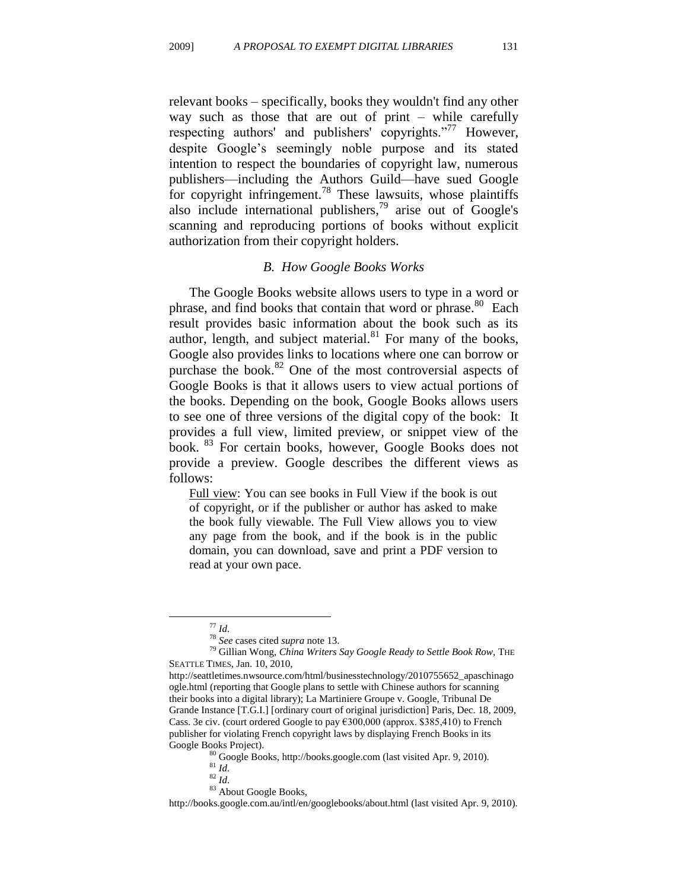relevant books – specifically, books they wouldn't find any other way such as those that are out of print – while carefully respecting authors' and publishers' copyrights."[77] However, despite Google's seemingly noble purpose and its stated intention to respect the boundaries of copyright law, numerous publishers—including the Authors Guild—have sued Google for copyright infringement.[78] These lawsuits, whose plaintiffs also include international publishers,[79] arise out of Google's scanning and reproducing portions of books without explicit authorization from their copyright holders.

### *B. How Google Books Works*

The Google Books website allows users to type in a word or phrase, and find books that contain that word or phrase.[80] Each result provides basic information about the book such as its author, length, and subject material.[81] For many of the books, Google also provides links to locations where one can borrow or purchase the book.[82] One of the most controversial aspects of Google Books is that it allows users to view actual portions of the books. Depending on the book, Google Books allows users to see one of three versions of the digital copy of the book: It provides a full view, limited preview, or snippet view of the book.[83] For certain books, however, Google Books does not provide a preview. Google describes the different views as follows:

> <u>Full view</u>: You can see books in Full View if the book is out of copyright, or if the publisher or author has asked to make the book fully viewable. The Full View allows you to view any page from the book, and if the book is in the public domain, you can download, save and print a PDF version to read at your own pace.

---

[77] *Id.*

[78] *See* cases cited *supra* note 13.

[79] Gillian Wong, *China Writers Say Google Ready to Settle Book Row*, THE SEATTLE TIMES, Jan. 10, 2010, http://seattletimes.nwsource.com/html/businesstechnology/2010755652_apaschinagoogle.html (reporting that Google plans to settle with Chinese authors for scanning their books into a digital library); La Martiniere Groupe v. Google, Tribunal De Grande Instance [T.G.I.] [ordinary court of original jurisdiction] Paris, Dec. 18, 2009, Cass. 3e civ. (court ordered Google to pay €300,000 (approx. $385,410) to French publisher for violating French copyright laws by displaying French Books in its Google Books Project).

[80] Google Books, http://books.google.com (last visited Apr. 9, 2010).

[81] *Id.*

[82] *Id.*

[83] About Google Books, http://books.google.com.au/intl/en/googlebooks/about.html (last visited Apr. 9, 2010).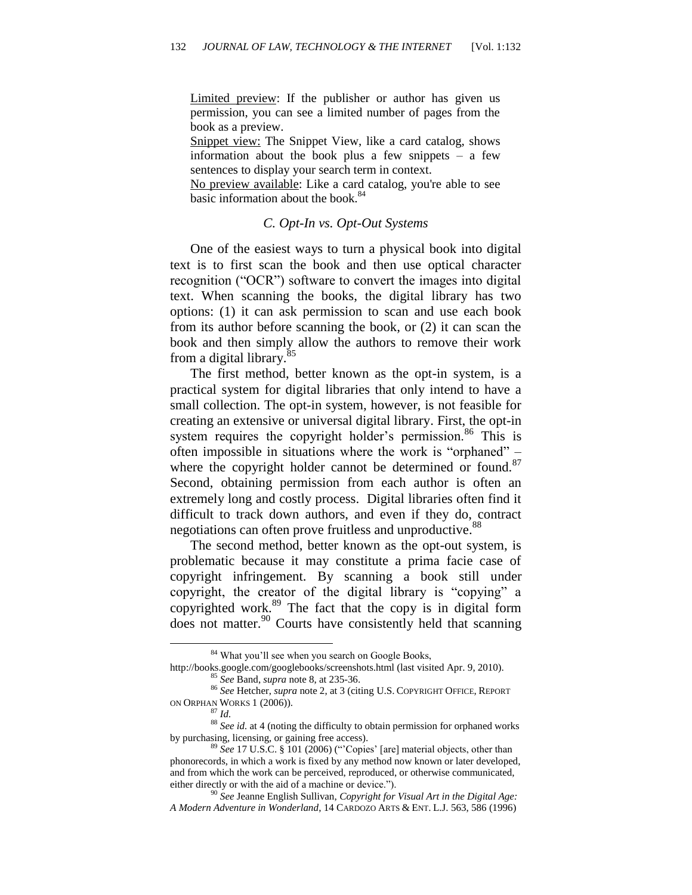Limited preview: If the publisher or author has given us permission, you can see a limited number of pages from the book as a preview.
Snippet view: The Snippet View, like a card catalog, shows information about the book plus a few snippets – a few sentences to display your search term in context.
No preview available: Like a card catalog, you're able to see basic information about the book.[84]

### *C. Opt-In vs. Opt-Out Systems*

One of the easiest ways to turn a physical book into digital text is to first scan the book and then use optical character recognition ("OCR") software to convert the images into digital text. When scanning the books, the digital library has two options: (1) it can ask permission to scan and use each book from its author before scanning the book, or (2) it can scan the book and then simply allow the authors to remove their work from a digital library.[85]

The first method, better known as the opt-in system, is a practical system for digital libraries that only intend to have a small collection. The opt-in system, however, is not feasible for creating an extensive or universal digital library. First, the opt-in system requires the copyright holder's permission.[86] This is often impossible in situations where the work is "orphaned" – where the copyright holder cannot be determined or found.[87] Second, obtaining permission from each author is often an extremely long and costly process. Digital libraries often find it difficult to track down authors, and even if they do, contract negotiations can often prove fruitless and unproductive.[88]

The second method, better known as the opt-out system, is problematic because it may constitute a prima facie case of copyright infringement. By scanning a book still under copyright, the creator of the digital library is "copying" a copyrighted work.[89] The fact that the copy is in digital form does not matter.[90] Courts have consistently held that scanning

---

[84] What you'll see when you search on Google Books, http://books.google.com/googlebooks/screenshots.html (last visited Apr. 9, 2010).

[85] *See* Band, *supra* note 8, at 235-36.

[86] *See* Hetcher, *supra* note 2, at 3 (citing U.S. COPYRIGHT OFFICE, REPORT ON ORPHAN WORKS 1 (2006)).

[87] *Id.*

[88] *See id.* at 4 (noting the difficulty to obtain permission for orphaned works by purchasing, licensing, or gaining free access).

[89] *See* 17 U.S.C. § 101 (2006) ("'Copies' [are] material objects, other than phonorecords, in which a work is fixed by any method now known or later developed, and from which the work can be perceived, reproduced, or otherwise communicated, either directly or with the aid of a machine or device.").

[90] *See* Jeanne English Sullivan, *Copyright for Visual Art in the Digital Age: A Modern Adventure in Wonderland*, 14 CARDOZO ARTS & ENT. L.J. 563, 586 (1996)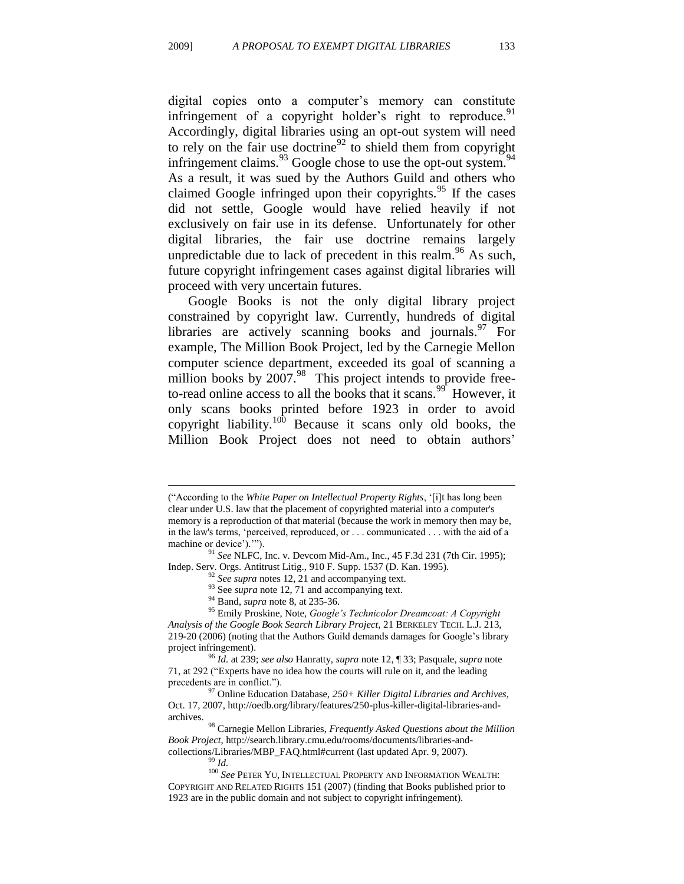digital copies onto a computer's memory can constitute infringement of a copyright holder's right to reproduce.[91] Accordingly, digital libraries using an opt-out system will need to rely on the fair use doctrine[92] to shield them from copyright infringement claims.[93] Google chose to use the opt-out system.[94] As a result, it was sued by the Authors Guild and others who claimed Google infringed upon their copyrights.[95] If the cases did not settle, Google would have relied heavily if not exclusively on fair use in its defense. Unfortunately for other digital libraries, the fair use doctrine remains largely unpredictable due to lack of precedent in this realm.[96] As such, future copyright infringement cases against digital libraries will proceed with very uncertain futures.

Google Books is not the only digital library project constrained by copyright law. Currently, hundreds of digital libraries are actively scanning books and journals.[97] For example, The Million Book Project, led by the Carnegie Mellon computer science department, exceeded its goal of scanning a million books by 2007.[98] This project intends to provide free-to-read online access to all the books that it scans.[99] However, it only scans books printed before 1923 in order to avoid copyright liability.[100] Because it scans only old books, the Million Book Project does not need to obtain authors'

---

("According to the *White Paper on Intellectual Property Rights*, '[i]t has long been clear under U.S. law that the placement of copyrighted material into a computer's memory is a reproduction of that material (because the work in memory then may be, in the law's terms, 'perceived, reproduced, or . . . communicated . . . with the aid of a machine or device').'").

[91] *See* NLFC, Inc. v. Devcom Mid-Am., Inc., 45 F.3d 231 (7th Cir. 1995); Indep. Serv. Orgs. Antitrust Litig., 910 F. Supp. 1537 (D. Kan. 1995).

[92] *See supra* notes 12, 21 and accompanying text.

[93] See *supra* note 12, 71 and accompanying text.

[94] Band, *supra* note 8, at 235-36.

[95] Emily Proskine, Note, *Google's Technicolor Dreamcoat: A Copyright Analysis of the Google Book Search Library Project*, 21 BERKELEY TECH. L.J. 213, 219-20 (2006) (noting that the Authors Guild demands damages for Google's library project infringement).

[96] *Id.* at 239; *see also* Hanratty, *supra* note 12, ¶ 33; Pasquale, *supra* note 71, at 292 ("Experts have no idea how the courts will rule on it, and the leading precedents are in conflict.").

[97] Online Education Database, *250+ Killer Digital Libraries and Archives*, Oct. 17, 2007, http://oedb.org/library/features/250-plus-killer-digital-libraries-and-archives.

[98] Carnegie Mellon Libraries, *Frequently Asked Questions about the Million Book Project*, http://search.library.cmu.edu/rooms/documents/libraries-and-collections/Libraries/MBP_FAQ.html#current (last updated Apr. 9, 2007).

[99] *Id.*

[100] *See* PETER YU, INTELLECTUAL PROPERTY AND INFORMATION WEALTH: COPYRIGHT AND RELATED RIGHTS 151 (2007) (finding that Books published prior to 1923 are in the public domain and not subject to copyright infringement).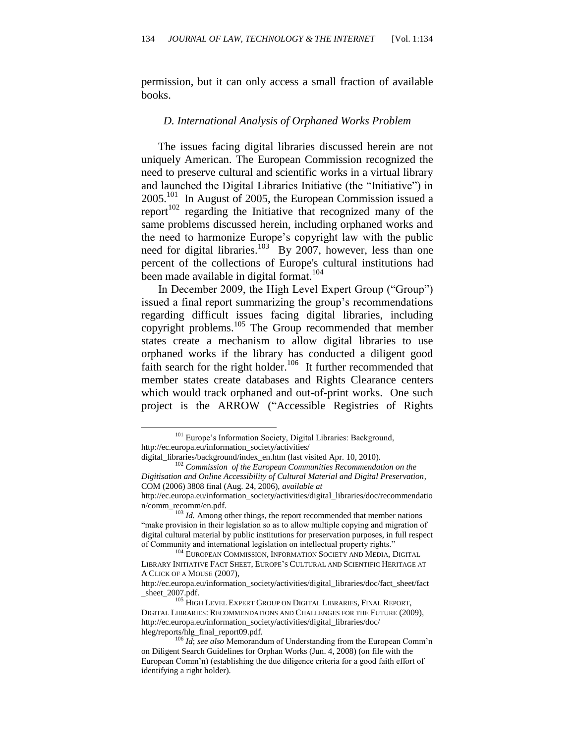permission, but it can only access a small fraction of available books.

### *D. International Analysis of Orphaned Works Problem*

The issues facing digital libraries discussed herein are not uniquely American. The European Commission recognized the need to preserve cultural and scientific works in a virtual library and launched the Digital Libraries Initiative (the "Initiative") in 2005.[101] In August of 2005, the European Commission issued a report[102] regarding the Initiative that recognized many of the same problems discussed herein, including orphaned works and the need to harmonize Europe's copyright law with the public need for digital libraries.[103] By 2007, however, less than one percent of the collections of Europe's cultural institutions had been made available in digital format.[104]

In December 2009, the High Level Expert Group ("Group") issued a final report summarizing the group's recommendations regarding difficult issues facing digital libraries, including copyright problems.[105] The Group recommended that member states create a mechanism to allow digital libraries to use orphaned works if the library has conducted a diligent good faith search for the right holder.[106] It further recommended that member states create databases and Rights Clearance centers which would track orphaned and out-of-print works. One such project is the ARROW ("Accessible Registries of Rights

---

[101] Europe's Information Society, Digital Libraries: Background, http://ec.europa.eu/information_society/activities/digital_libraries/background/index_en.htm (last visited Apr. 10, 2010).

[102] *Commission of the European Communities Recommendation on the Digitisation and Online Accessibility of Cultural Material and Digital Preservation*, COM (2006) 3808 final (Aug. 24, 2006), *available at* http://ec.europa.eu/information_society/activities/digital_libraries/doc/recommendation/comm_recomm/en.pdf.

[103] *Id.* Among other things, the report recommended that member nations "make provision in their legislation so as to allow multiple copying and migration of digital cultural material by public institutions for preservation purposes, in full respect of Community and international legislation on intellectual property rights."

[104] EUROPEAN COMMISSION, INFORMATION SOCIETY AND MEDIA, DIGITAL LIBRARY INITIATIVE FACT SHEET, EUROPE'S CULTURAL AND SCIENTIFIC HERITAGE AT A CLICK OF A MOUSE (2007), http://ec.europa.eu/information_society/activities/digital_libraries/doc/fact_sheet/fact_sheet_2007.pdf.

[105] HIGH LEVEL EXPERT GROUP ON DIGITAL LIBRARIES, FINAL REPORT, DIGITAL LIBRARIES: RECOMMENDATIONS AND CHALLENGES FOR THE FUTURE (2009), http://ec.europa.eu/information_society/activities/digital_libraries/doc/hleg/reports/hlg_final_report09.pdf.

[106] *Id*; *see also* Memorandum of Understanding from the European Comm'n on Diligent Search Guidelines for Orphan Works (Jun. 4, 2008) (on file with the European Comm'n) (establishing the due diligence criteria for a good faith effort of identifying a right holder).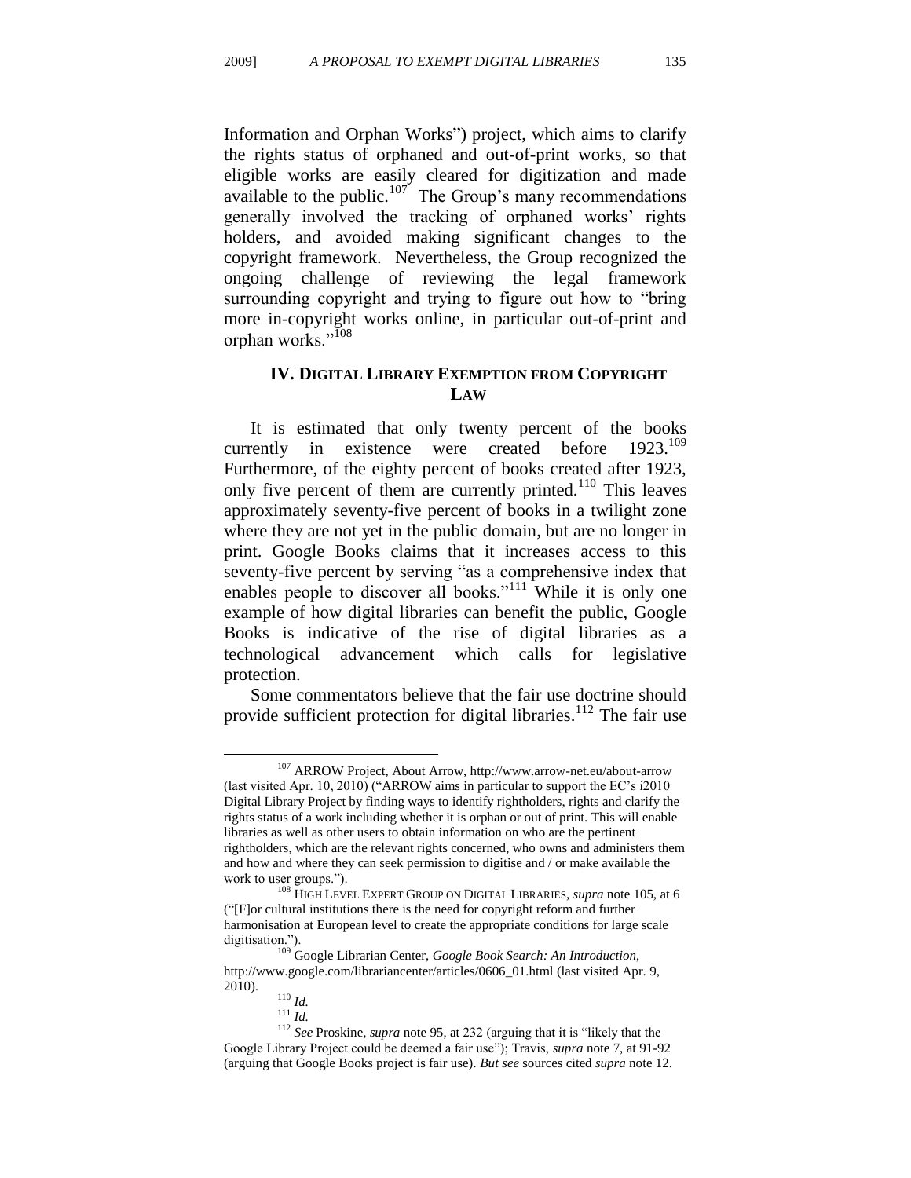Information and Orphan Works") project, which aims to clarify the rights status of orphaned and out-of-print works, so that eligible works are easily cleared for digitization and made available to the public.[107] The Group's many recommendations generally involved the tracking of orphaned works' rights holders, and avoided making significant changes to the copyright framework. Nevertheless, the Group recognized the ongoing challenge of reviewing the legal framework surrounding copyright and trying to figure out how to "bring more in-copyright works online, in particular out-of-print and orphan works."[108]

## IV. Digital Library Exemption from Copyright Law

It is estimated that only twenty percent of the books currently in existence were created before 1923.[109] Furthermore, of the eighty percent of books created after 1923, only five percent of them are currently printed.[110] This leaves approximately seventy-five percent of books in a twilight zone where they are not yet in the public domain, but are no longer in print. Google Books claims that it increases access to this seventy-five percent by serving "as a comprehensive index that enables people to discover all books."[111] While it is only one example of how digital libraries can benefit the public, Google Books is indicative of the rise of digital libraries as a technological advancement which calls for legislative protection.

Some commentators believe that the fair use doctrine should provide sufficient protection for digital libraries.[112] The fair use

---

[107] ARROW Project, About Arrow, http://www.arrow-net.eu/about-arrow (last visited Apr. 10, 2010) ("ARROW aims in particular to support the EC's i2010 Digital Library Project by finding ways to identify rightholders, rights and clarify the rights status of a work including whether it is orphan or out of print. This will enable libraries as well as other users to obtain information on who are the pertinent rightholders, which are the relevant rights concerned, who owns and administers them and how and where they can seek permission to digitise and / or make available the work to user groups.").

[108] HIGH LEVEL EXPERT GROUP ON DIGITAL LIBRARIES, *supra* note 105, at 6 ("[F]or cultural institutions there is the need for copyright reform and further harmonisation at European level to create the appropriate conditions for large scale digitisation.").

[109] Google Librarian Center, *Google Book Search: An Introduction*, http://www.google.com/librariancenter/articles/0606_01.html (last visited Apr. 9, 2010).

[110] *Id.*

[111] *Id.*

[112] *See* Proskine, *supra* note 95, at 232 (arguing that it is "likely that the Google Library Project could be deemed a fair use"); Travis, *supra* note 7, at 91-92 (arguing that Google Books project is fair use). *But see* sources cited *supra* note 12.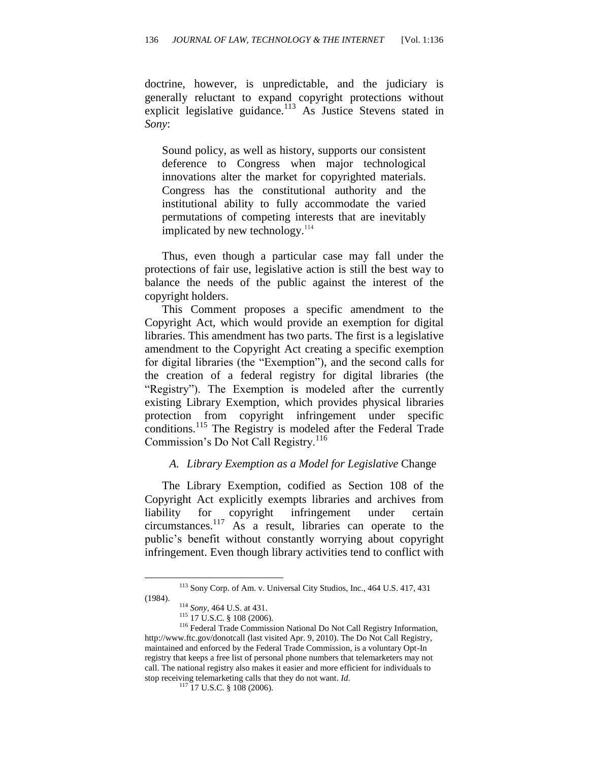doctrine, however, is unpredictable, and the judiciary is generally reluctant to expand copyright protections without explicit legislative guidance.[113] As Justice Stevens stated in *Sony*:

> Sound policy, as well as history, supports our consistent deference to Congress when major technological innovations alter the market for copyrighted materials. Congress has the constitutional authority and the institutional ability to fully accommodate the varied permutations of competing interests that are inevitably implicated by new technology.[114]

Thus, even though a particular case may fall under the protections of fair use, legislative action is still the best way to balance the needs of the public against the interest of the copyright holders.

This Comment proposes a specific amendment to the Copyright Act, which would provide an exemption for digital libraries. This amendment has two parts. The first is a legislative amendment to the Copyright Act creating a specific exemption for digital libraries (the "Exemption"), and the second calls for the creation of a federal registry for digital libraries (the "Registry"). The Exemption is modeled after the currently existing Library Exemption, which provides physical libraries protection from copyright infringement under specific conditions.[115] The Registry is modeled after the Federal Trade Commission's Do Not Call Registry.[116]

### *A. Library Exemption as a Model for Legislative* Change

The Library Exemption, codified as Section 108 of the Copyright Act explicitly exempts libraries and archives from liability for copyright infringement under certain circumstances.[117] As a result, libraries can operate to the public's benefit without constantly worrying about copyright infringement. Even though library activities tend to conflict with

---

[113] Sony Corp. of Am. v. Universal City Studios, Inc., 464 U.S. 417, 431 (1984).

[114] *Sony*, 464 U.S. at 431.

[115] 17 U.S.C. § 108 (2006).

[116] Federal Trade Commission National Do Not Call Registry Information, http://www.ftc.gov/donotcall (last visited Apr. 9, 2010). The Do Not Call Registry, maintained and enforced by the Federal Trade Commission, is a voluntary Opt-In registry that keeps a free list of personal phone numbers that telemarketers may not call. The national registry also makes it easier and more efficient for individuals to stop receiving telemarketing calls that they do not want. *Id.*

[117] 17 U.S.C. § 108 (2006).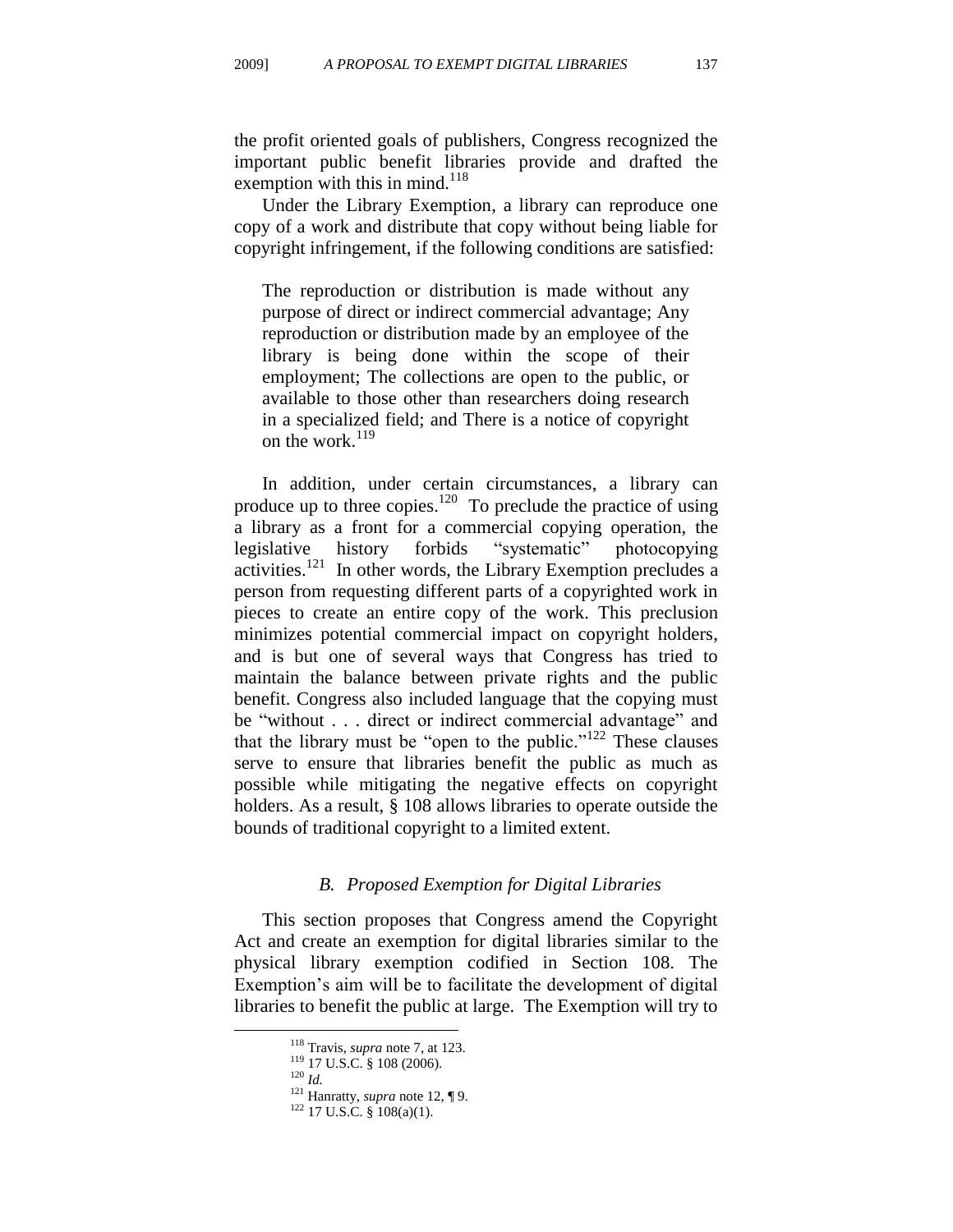the profit oriented goals of publishers, Congress recognized the important public benefit libraries provide and drafted the exemption with this in mind.[118]

Under the Library Exemption, a library can reproduce one copy of a work and distribute that copy without being liable for copyright infringement, if the following conditions are satisfied:

> The reproduction or distribution is made without any purpose of direct or indirect commercial advantage; Any reproduction or distribution made by an employee of the library is being done within the scope of their employment; The collections are open to the public, or available to those other than researchers doing research in a specialized field; and There is a notice of copyright on the work.[119]

In addition, under certain circumstances, a library can produce up to three copies.[120] To preclude the practice of using a library as a front for a commercial copying operation, the legislative history forbids "systematic" photocopying activities.[121] In other words, the Library Exemption precludes a person from requesting different parts of a copyrighted work in pieces to create an entire copy of the work. This preclusion minimizes potential commercial impact on copyright holders, and is but one of several ways that Congress has tried to maintain the balance between private rights and the public benefit. Congress also included language that the copying must be "without . . . direct or indirect commercial advantage" and that the library must be "open to the public."[122] These clauses serve to ensure that libraries benefit the public as much as possible while mitigating the negative effects on copyright holders. As a result, § 108 allows libraries to operate outside the bounds of traditional copyright to a limited extent.

### *B. Proposed Exemption for Digital Libraries*

This section proposes that Congress amend the Copyright Act and create an exemption for digital libraries similar to the physical library exemption codified in Section 108. The Exemption's aim will be to facilitate the development of digital libraries to benefit the public at large. The Exemption will try to

---

[118] Travis, *supra* note 7, at 123.

[119] 17 U.S.C. § 108 (2006).

[120] *Id.*

[121] Hanratty, *supra* note 12, ¶ 9.

[122] 17 U.S.C. § 108(a)(1).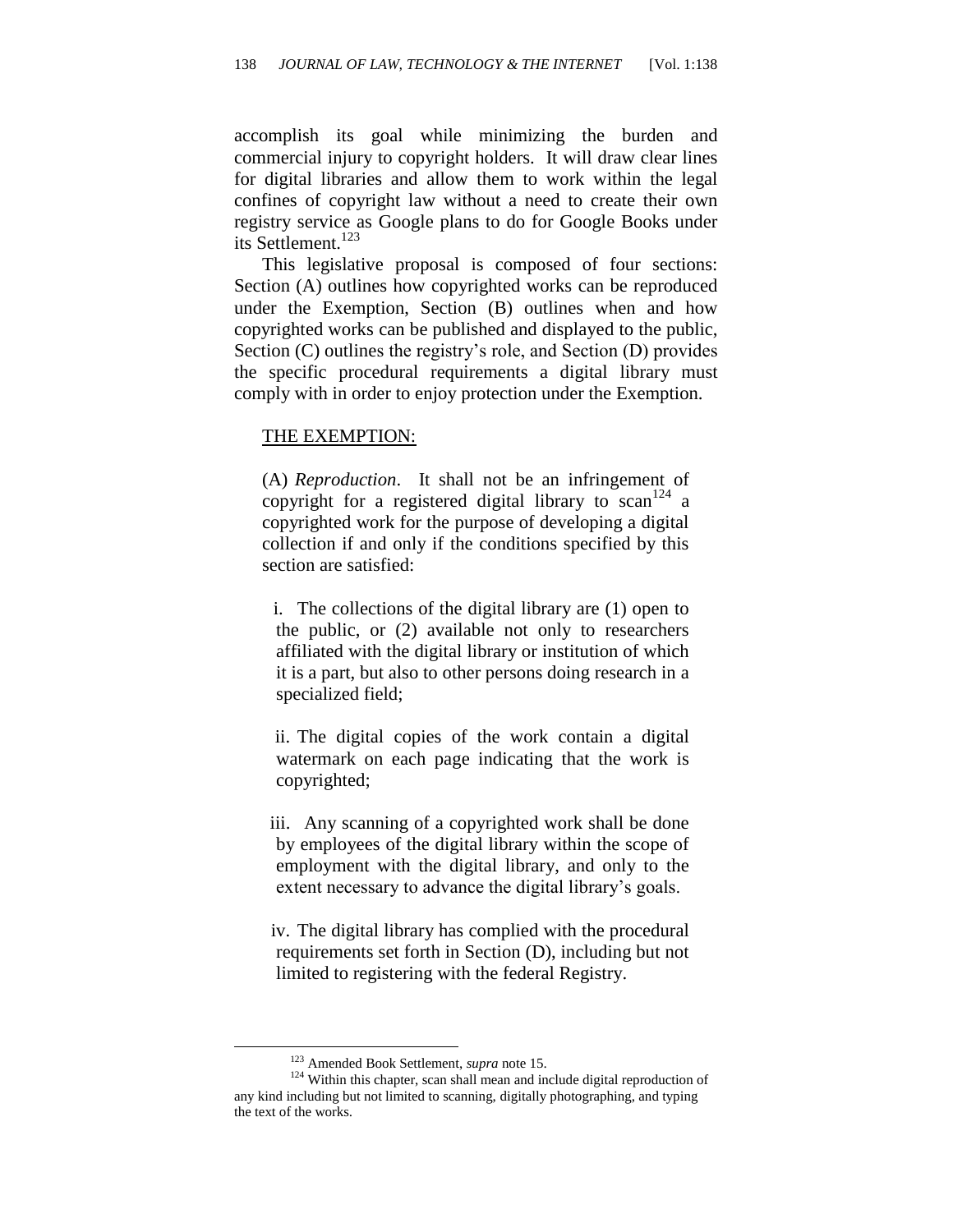accomplish its goal while minimizing the burden and commercial injury to copyright holders. It will draw clear lines for digital libraries and allow them to work within the legal confines of copyright law without a need to create their own registry service as Google plans to do for Google Books under its Settlement.[123]

This legislative proposal is composed of four sections: Section (A) outlines how copyrighted works can be reproduced under the Exemption, Section (B) outlines when and how copyrighted works can be published and displayed to the public, Section (C) outlines the registry's role, and Section (D) provides the specific procedural requirements a digital library must comply with in order to enjoy protection under the Exemption.

<u>THE EXEMPTION:</u>

> (A) *Reproduction*. It shall not be an infringement of copyright for a registered digital library to scan[124] a copyrighted work for the purpose of developing a digital collection if and only if the conditions specified by this section are satisfied:
>
> i. The collections of the digital library are (1) open to the public, or (2) available not only to researchers affiliated with the digital library or institution of which it is a part, but also to other persons doing research in a specialized field;
>
> ii. The digital copies of the work contain a digital watermark on each page indicating that the work is copyrighted;
>
> iii. Any scanning of a copyrighted work shall be done by employees of the digital library within the scope of employment with the digital library, and only to the extent necessary to advance the digital library's goals.
>
> iv. The digital library has complied with the procedural requirements set forth in Section (D), including but not limited to registering with the federal Registry.

---

[123] Amended Book Settlement, *supra* note 15.

[124] Within this chapter, scan shall mean and include digital reproduction of any kind including but not limited to scanning, digitally photographing, and typing the text of the works.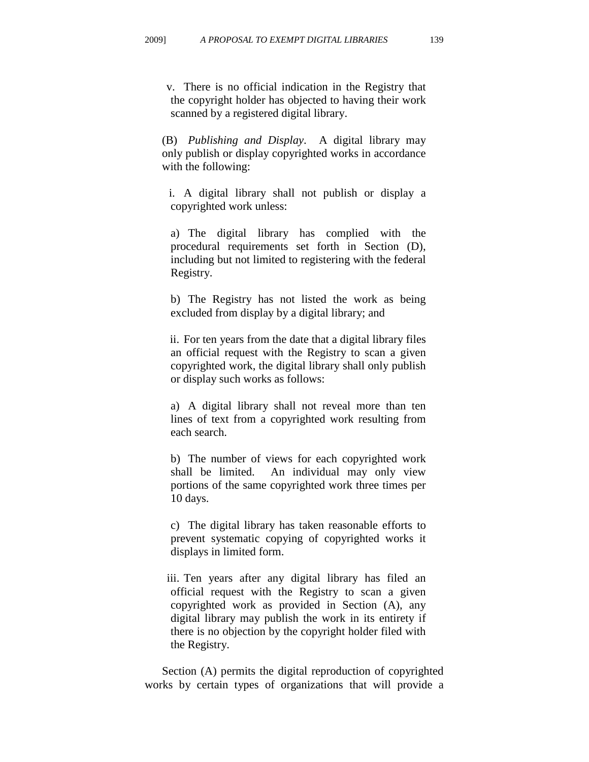v. There is no official indication in the Registry that the copyright holder has objected to having their work scanned by a registered digital library.

(B) *Publishing and Display*. A digital library may only publish or display copyrighted works in accordance with the following:

i. A digital library shall not publish or display a copyrighted work unless:

a) The digital library has complied with the procedural requirements set forth in Section (D), including but not limited to registering with the federal Registry.

b) The Registry has not listed the work as being excluded from display by a digital library; and

ii. For ten years from the date that a digital library files an official request with the Registry to scan a given copyrighted work, the digital library shall only publish or display such works as follows:

a) A digital library shall not reveal more than ten lines of text from a copyrighted work resulting from each search.

b) The number of views for each copyrighted work shall be limited. An individual may only view portions of the same copyrighted work three times per 10 days.

c) The digital library has taken reasonable efforts to prevent systematic copying of copyrighted works it displays in limited form.

iii. Ten years after any digital library has filed an official request with the Registry to scan a given copyrighted work as provided in Section (A), any digital library may publish the work in its entirety if there is no objection by the copyright holder filed with the Registry.

Section (A) permits the digital reproduction of copyrighted works by certain types of organizations that will provide a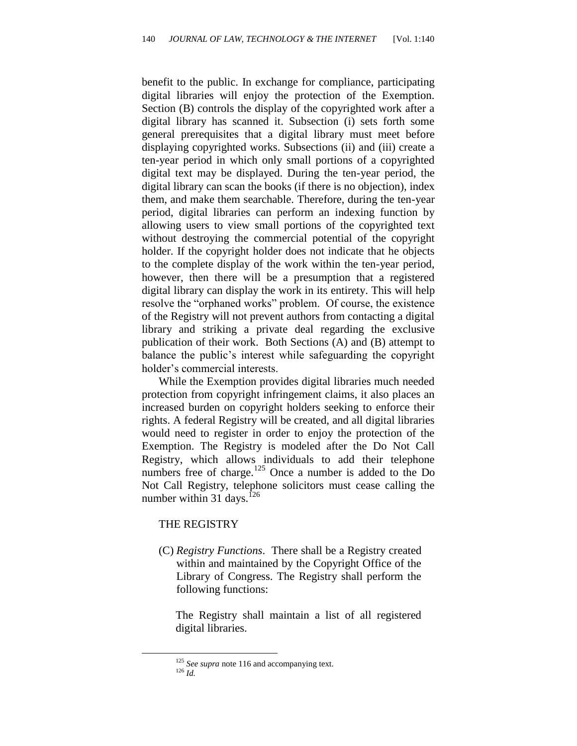benefit to the public. In exchange for compliance, participating digital libraries will enjoy the protection of the Exemption. Section (B) controls the display of the copyrighted work after a digital library has scanned it. Subsection (i) sets forth some general prerequisites that a digital library must meet before displaying copyrighted works. Subsections (ii) and (iii) create a ten-year period in which only small portions of a copyrighted digital text may be displayed. During the ten-year period, the digital library can scan the books (if there is no objection), index them, and make them searchable. Therefore, during the ten-year period, digital libraries can perform an indexing function by allowing users to view small portions of the copyrighted text without destroying the commercial potential of the copyright holder. If the copyright holder does not indicate that he objects to the complete display of the work within the ten-year period, however, then there will be a presumption that a registered digital library can display the work in its entirety. This will help resolve the "orphaned works" problem. Of course, the existence of the Registry will not prevent authors from contacting a digital library and striking a private deal regarding the exclusive publication of their work. Both Sections (A) and (B) attempt to balance the public's interest while safeguarding the copyright holder's commercial interests.

While the Exemption provides digital libraries much needed protection from copyright infringement claims, it also places an increased burden on copyright holders seeking to enforce their rights. A federal Registry will be created, and all digital libraries would need to register in order to enjoy the protection of the Exemption. The Registry is modeled after the Do Not Call Registry, which allows individuals to add their telephone numbers free of charge.[125] Once a number is added to the Do Not Call Registry, telephone solicitors must cease calling the number within 31 days.[126]

THE REGISTRY

> (C) *Registry Functions*. There shall be a Registry created within and maintained by the Copyright Office of the Library of Congress. The Registry shall perform the following functions:
>
> The Registry shall maintain a list of all registered digital libraries.

[125] *See supra* note 116 and accompanying text.

[126] *Id.*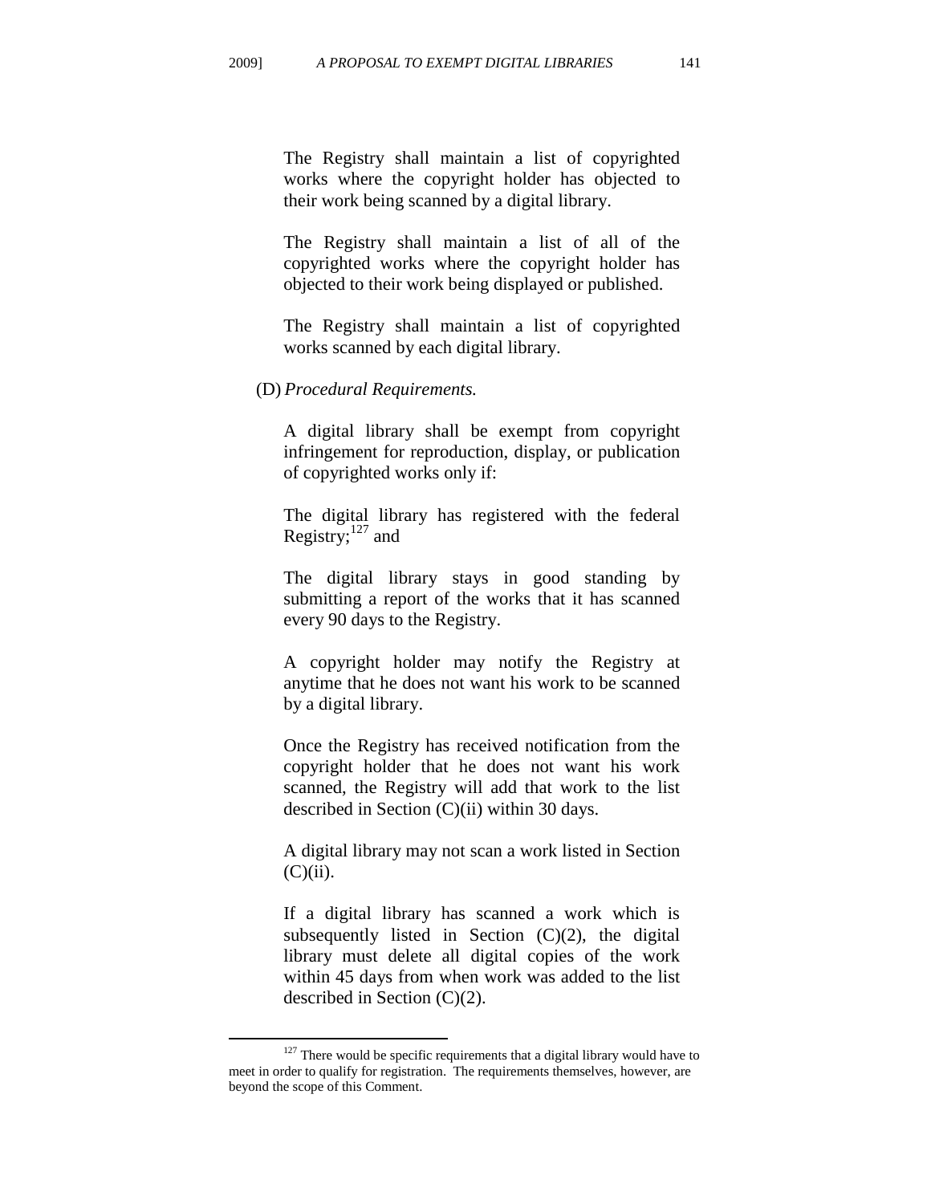The Registry shall maintain a list of copyrighted works where the copyright holder has objected to their work being scanned by a digital library.

The Registry shall maintain a list of all of the copyrighted works where the copyright holder has objected to their work being displayed or published.

The Registry shall maintain a list of copyrighted works scanned by each digital library.

(D) *Procedural Requirements.*

A digital library shall be exempt from copyright infringement for reproduction, display, or publication of copyrighted works only if:

The digital library has registered with the federal Registry;[127] and

The digital library stays in good standing by submitting a report of the works that it has scanned every 90 days to the Registry.

A copyright holder may notify the Registry at anytime that he does not want his work to be scanned by a digital library.

Once the Registry has received notification from the copyright holder that he does not want his work scanned, the Registry will add that work to the list described in Section (C)(ii) within 30 days.

A digital library may not scan a work listed in Section (C)(ii).

If a digital library has scanned a work which is subsequently listed in Section (C)(2), the digital library must delete all digital copies of the work within 45 days from when work was added to the list described in Section (C)(2).

---

[127] There would be specific requirements that a digital library would have to meet in order to qualify for registration. The requirements themselves, however, are beyond the scope of this Comment.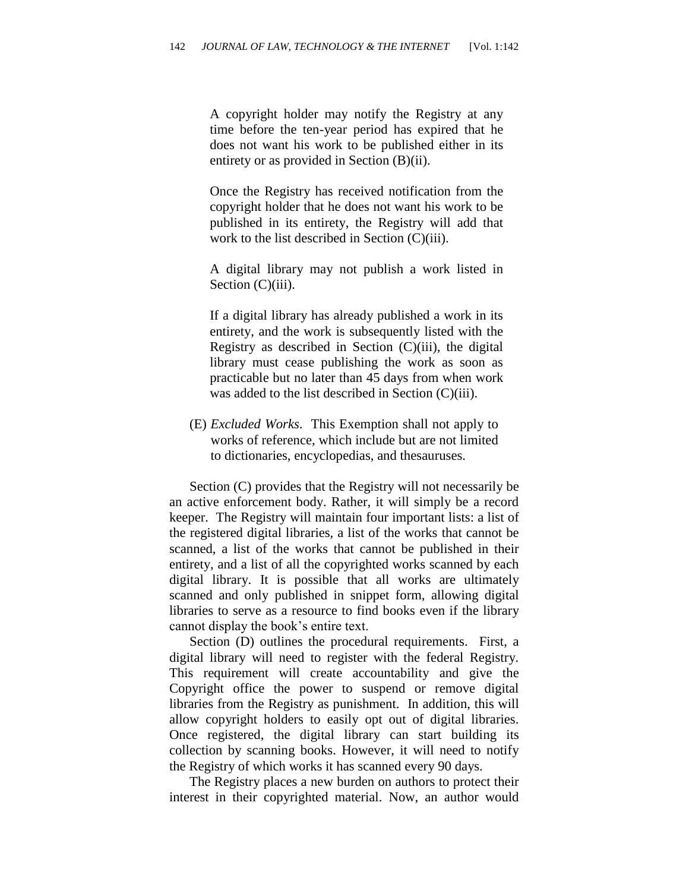> A copyright holder may notify the Registry at any time before the ten-year period has expired that he does not want his work to be published either in its entirety or as provided in Section (B)(ii).
>
> Once the Registry has received notification from the copyright holder that he does not want his work to be published in its entirety, the Registry will add that work to the list described in Section (C)(iii).
>
> A digital library may not publish a work listed in Section (C)(iii).
>
> If a digital library has already published a work in its entirety, and the work is subsequently listed with the Registry as described in Section (C)(iii), the digital library must cease publishing the work as soon as practicable but no later than 45 days from when work was added to the list described in Section (C)(iii).

(E) *Excluded Works*. This Exemption shall not apply to works of reference, which include but are not limited to dictionaries, encyclopedias, and thesauruses.

Section (C) provides that the Registry will not necessarily be an active enforcement body. Rather, it will simply be a record keeper. The Registry will maintain four important lists: a list of the registered digital libraries, a list of the works that cannot be scanned, a list of the works that cannot be published in their entirety, and a list of all the copyrighted works scanned by each digital library. It is possible that all works are ultimately scanned and only published in snippet form, allowing digital libraries to serve as a resource to find books even if the library cannot display the book's entire text.

Section (D) outlines the procedural requirements. First, a digital library will need to register with the federal Registry. This requirement will create accountability and give the Copyright office the power to suspend or remove digital libraries from the Registry as punishment. In addition, this will allow copyright holders to easily opt out of digital libraries. Once registered, the digital library can start building its collection by scanning books. However, it will need to notify the Registry of which works it has scanned every 90 days.

The Registry places a new burden on authors to protect their interest in their copyrighted material. Now, an author would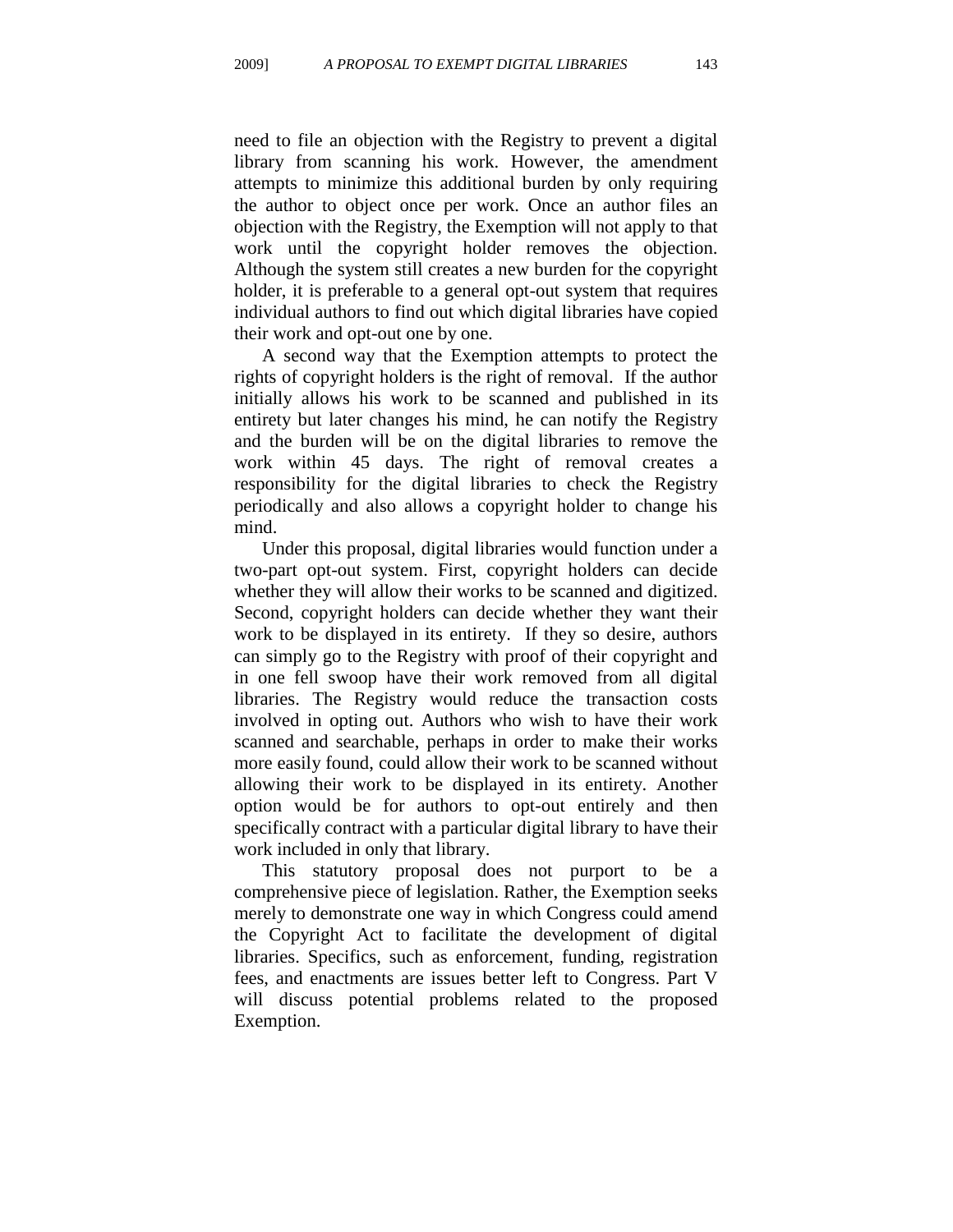need to file an objection with the Registry to prevent a digital library from scanning his work. However, the amendment attempts to minimize this additional burden by only requiring the author to object once per work. Once an author files an objection with the Registry, the Exemption will not apply to that work until the copyright holder removes the objection. Although the system still creates a new burden for the copyright holder, it is preferable to a general opt-out system that requires individual authors to find out which digital libraries have copied their work and opt-out one by one.

A second way that the Exemption attempts to protect the rights of copyright holders is the right of removal. If the author initially allows his work to be scanned and published in its entirety but later changes his mind, he can notify the Registry and the burden will be on the digital libraries to remove the work within 45 days. The right of removal creates a responsibility for the digital libraries to check the Registry periodically and also allows a copyright holder to change his mind.

Under this proposal, digital libraries would function under a two-part opt-out system. First, copyright holders can decide whether they will allow their works to be scanned and digitized. Second, copyright holders can decide whether they want their work to be displayed in its entirety. If they so desire, authors can simply go to the Registry with proof of their copyright and in one fell swoop have their work removed from all digital libraries. The Registry would reduce the transaction costs involved in opting out. Authors who wish to have their work scanned and searchable, perhaps in order to make their works more easily found, could allow their work to be scanned without allowing their work to be displayed in its entirety. Another option would be for authors to opt-out entirely and then specifically contract with a particular digital library to have their work included in only that library.

This statutory proposal does not purport to be a comprehensive piece of legislation. Rather, the Exemption seeks merely to demonstrate one way in which Congress could amend the Copyright Act to facilitate the development of digital libraries. Specifics, such as enforcement, funding, registration fees, and enactments are issues better left to Congress. Part V will discuss potential problems related to the proposed Exemption.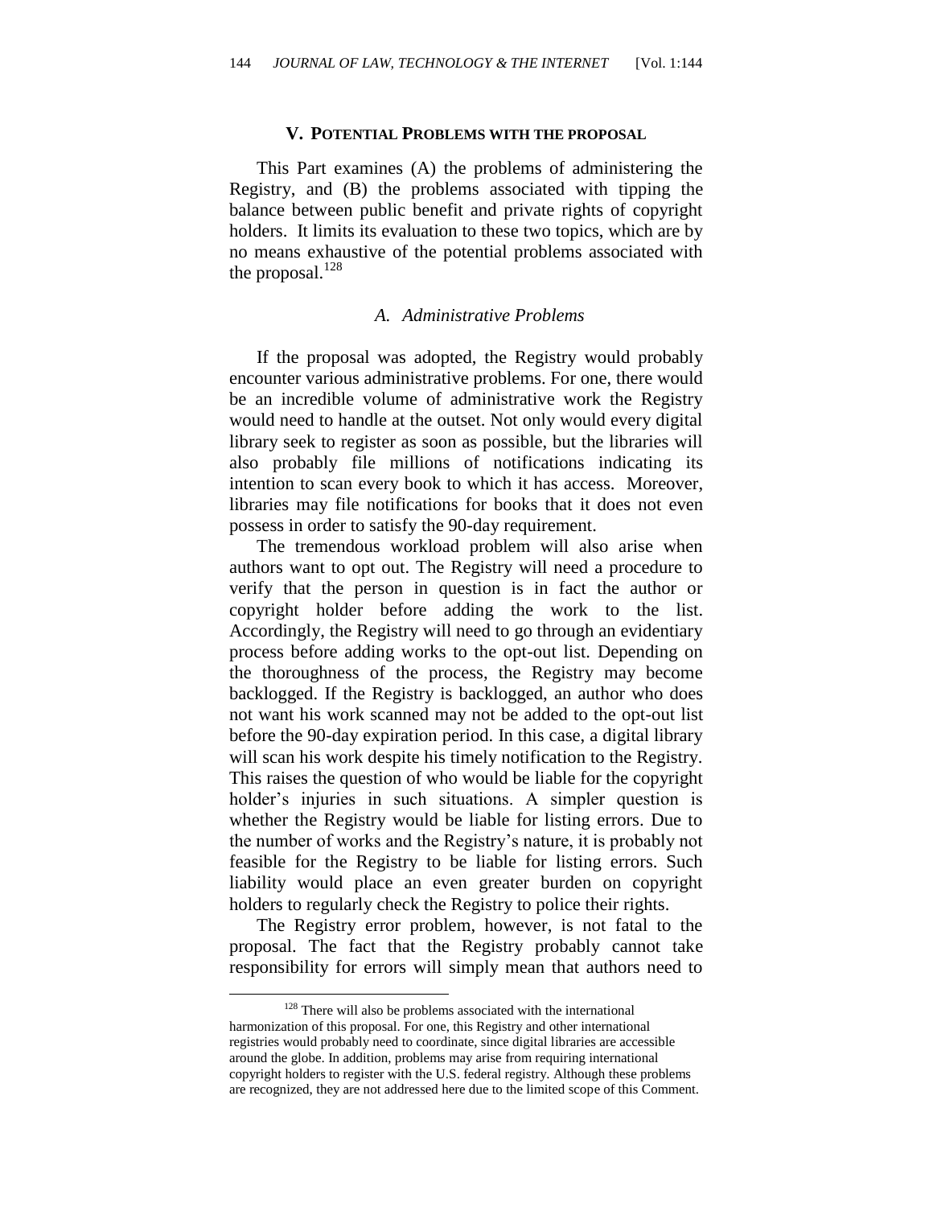## V. POTENTIAL PROBLEMS WITH THE PROPOSAL

This Part examines (A) the problems of administering the Registry, and (B) the problems associated with tipping the balance between public benefit and private rights of copyright holders. It limits its evaluation to these two topics, which are by no means exhaustive of the potential problems associated with the proposal.[128]

### *A. Administrative Problems*

If the proposal was adopted, the Registry would probably encounter various administrative problems. For one, there would be an incredible volume of administrative work the Registry would need to handle at the outset. Not only would every digital library seek to register as soon as possible, but the libraries will also probably file millions of notifications indicating its intention to scan every book to which it has access. Moreover, libraries may file notifications for books that it does not even possess in order to satisfy the 90-day requirement.

The tremendous workload problem will also arise when authors want to opt out. The Registry will need a procedure to verify that the person in question is in fact the author or copyright holder before adding the work to the list. Accordingly, the Registry will need to go through an evidentiary process before adding works to the opt-out list. Depending on the thoroughness of the process, the Registry may become backlogged. If the Registry is backlogged, an author who does not want his work scanned may not be added to the opt-out list before the 90-day expiration period. In this case, a digital library will scan his work despite his timely notification to the Registry. This raises the question of who would be liable for the copyright holder's injuries in such situations. A simpler question is whether the Registry would be liable for listing errors. Due to the number of works and the Registry's nature, it is probably not feasible for the Registry to be liable for listing errors. Such liability would place an even greater burden on copyright holders to regularly check the Registry to police their rights.

The Registry error problem, however, is not fatal to the proposal. The fact that the Registry probably cannot take responsibility for errors will simply mean that authors need to

[128] There will also be problems associated with the international harmonization of this proposal. For one, this Registry and other international registries would probably need to coordinate, since digital libraries are accessible around the globe. In addition, problems may arise from requiring international copyright holders to register with the U.S. federal registry. Although these problems are recognized, they are not addressed here due to the limited scope of this Comment.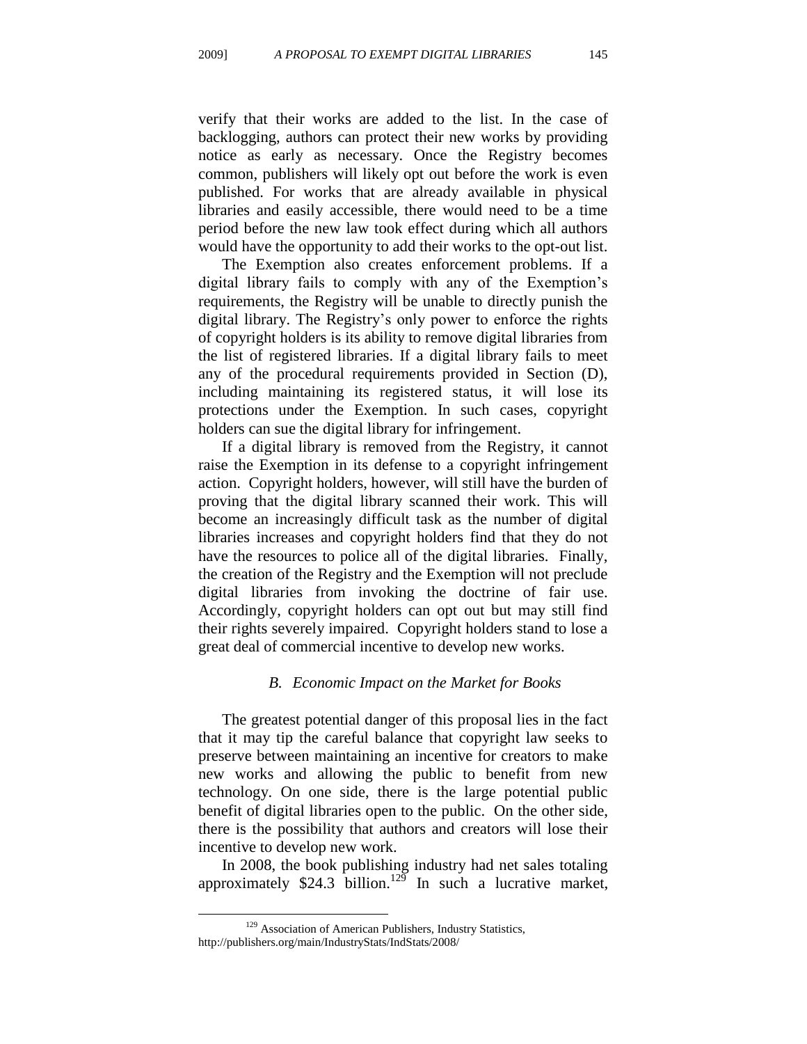verify that their works are added to the list. In the case of backlogging, authors can protect their new works by providing notice as early as necessary. Once the Registry becomes common, publishers will likely opt out before the work is even published. For works that are already available in physical libraries and easily accessible, there would need to be a time period before the new law took effect during which all authors would have the opportunity to add their works to the opt-out list.

The Exemption also creates enforcement problems. If a digital library fails to comply with any of the Exemption's requirements, the Registry will be unable to directly punish the digital library. The Registry's only power to enforce the rights of copyright holders is its ability to remove digital libraries from the list of registered libraries. If a digital library fails to meet any of the procedural requirements provided in Section (D), including maintaining its registered status, it will lose its protections under the Exemption. In such cases, copyright holders can sue the digital library for infringement.

If a digital library is removed from the Registry, it cannot raise the Exemption in its defense to a copyright infringement action. Copyright holders, however, will still have the burden of proving that the digital library scanned their work. This will become an increasingly difficult task as the number of digital libraries increases and copyright holders find that they do not have the resources to police all of the digital libraries. Finally, the creation of the Registry and the Exemption will not preclude digital libraries from invoking the doctrine of fair use. Accordingly, copyright holders can opt out but may still find their rights severely impaired. Copyright holders stand to lose a great deal of commercial incentive to develop new works.

### *B. Economic Impact on the Market for Books*

The greatest potential danger of this proposal lies in the fact that it may tip the careful balance that copyright law seeks to preserve between maintaining an incentive for creators to make new works and allowing the public to benefit from new technology. On one side, there is the large potential public benefit of digital libraries open to the public. On the other side, there is the possibility that authors and creators will lose their incentive to develop new work.

In 2008, the book publishing industry had net sales totaling approximately $24.3 billion.[129] In such a lucrative market,

---

[129] Association of American Publishers, Industry Statistics, http://publishers.org/main/IndustryStats/IndStats/2008/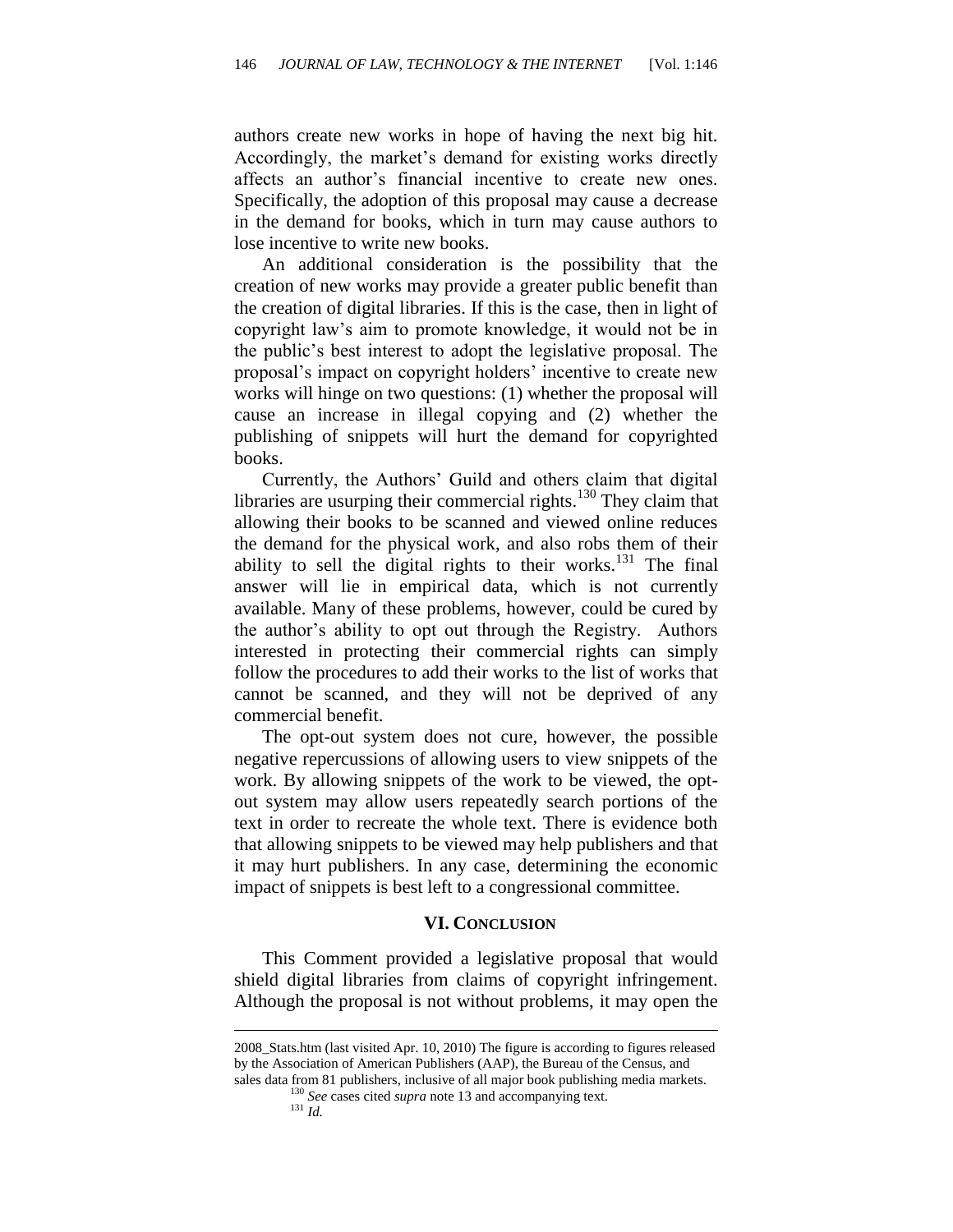authors create new works in hope of having the next big hit. Accordingly, the market's demand for existing works directly affects an author's financial incentive to create new ones. Specifically, the adoption of this proposal may cause a decrease in the demand for books, which in turn may cause authors to lose incentive to write new books.

An additional consideration is the possibility that the creation of new works may provide a greater public benefit than the creation of digital libraries. If this is the case, then in light of copyright law's aim to promote knowledge, it would not be in the public's best interest to adopt the legislative proposal. The proposal's impact on copyright holders' incentive to create new works will hinge on two questions: (1) whether the proposal will cause an increase in illegal copying and (2) whether the publishing of snippets will hurt the demand for copyrighted books.

Currently, the Authors' Guild and others claim that digital libraries are usurping their commercial rights.[130] They claim that allowing their books to be scanned and viewed online reduces the demand for the physical work, and also robs them of their ability to sell the digital rights to their works.[131] The final answer will lie in empirical data, which is not currently available. Many of these problems, however, could be cured by the author's ability to opt out through the Registry. Authors interested in protecting their commercial rights can simply follow the procedures to add their works to the list of works that cannot be scanned, and they will not be deprived of any commercial benefit.

The opt-out system does not cure, however, the possible negative repercussions of allowing users to view snippets of the work. By allowing snippets of the work to be viewed, the opt-out system may allow users repeatedly search portions of the text in order to recreate the whole text. There is evidence both that allowing snippets to be viewed may help publishers and that it may hurt publishers. In any case, determining the economic impact of snippets is best left to a congressional committee.

## VI. CONCLUSION

This Comment provided a legislative proposal that would shield digital libraries from claims of copyright infringement. Although the proposal is not without problems, it may open the

---

2008_Stats.htm (last visited Apr. 10, 2010) The figure is according to figures released by the Association of American Publishers (AAP), the Bureau of the Census, and sales data from 81 publishers, inclusive of all major book publishing media markets.

[130] *See* cases cited *supra* note 13 and accompanying text.

[131] *Id.*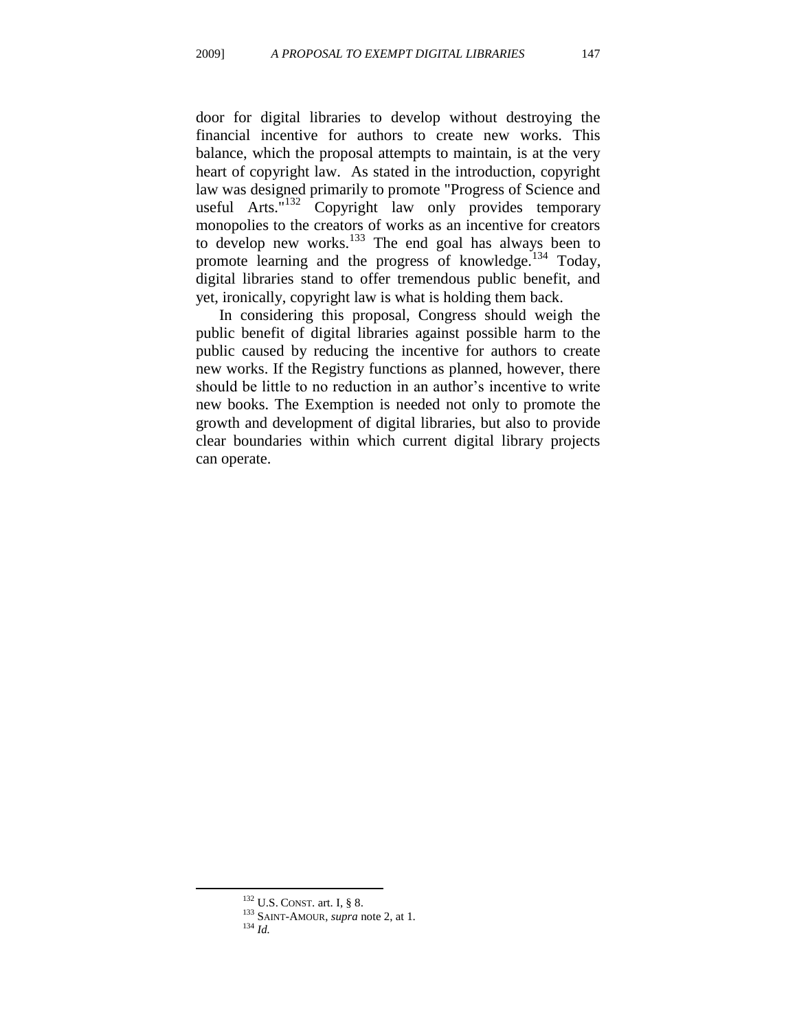door for digital libraries to develop without destroying the financial incentive for authors to create new works. This balance, which the proposal attempts to maintain, is at the very heart of copyright law. As stated in the introduction, copyright law was designed primarily to promote "Progress of Science and useful Arts."[132] Copyright law only provides temporary monopolies to the creators of works as an incentive for creators to develop new works.[133] The end goal has always been to promote learning and the progress of knowledge.[134] Today, digital libraries stand to offer tremendous public benefit, and yet, ironically, copyright law is what is holding them back.

In considering this proposal, Congress should weigh the public benefit of digital libraries against possible harm to the public caused by reducing the incentive for authors to create new works. If the Registry functions as planned, however, there should be little to no reduction in an author's incentive to write new books. The Exemption is needed not only to promote the growth and development of digital libraries, but also to provide clear boundaries within which current digital library projects can operate.

---

[132] U.S. CONST. art. I, § 8.

[133] SAINT-AMOUR, *supra* note 2, at 1.

[134] *Id.*